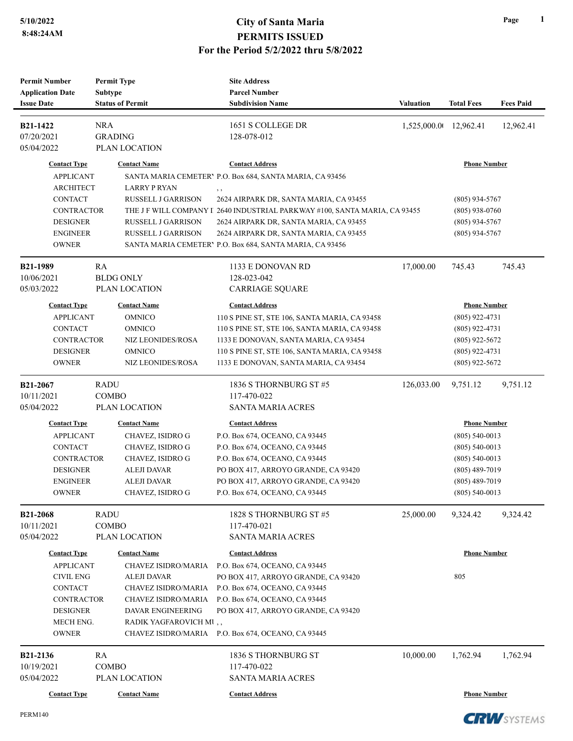# City of Santa Maria
## PERMITS ISSUED
### For the Period 5/2/2022 thru 5/8/2022

5/10/2022
8:48:24AM

| Permit Number / Application Date / Issue Date | Permit Type / Subtype / Status of Permit | Site Address / Parcel Number / Subdivision Name | Valuation | Total Fees | Fees Paid |
|---|---|---|---|---|---|
| **B21-1422**<br>07/20/2021<br>05/04/2022 | NRA<br>GRADING<br>PLAN LOCATION | 1651 S COLLEGE DR<br>128-078-012 | 1,525,000.0( | 12,962.41 | 12,962.41 |

| Contact Type | Contact Name | Contact Address | Phone Number |
|---|---|---|---|
| APPLICANT | SANTA MARIA CEMETER' | P.O. Box 684, SANTA MARIA, CA 93456 | |
| ARCHITECT | LARRY P RYAN | , , | |
| CONTACT | RUSSELL J GARRISON | 2624 AIRPARK DR, SANTA MARIA, CA 93455 | (805) 934-5767 |
| CONTRACTOR | THE J F WILL COMPANY I | 2640 INDUSTRIAL PARKWAY #100, SANTA MARIA, CA 93455 | (805) 938-0760 |
| DESIGNER | RUSSELL J GARRISON | 2624 AIRPARK DR, SANTA MARIA, CA 93455 | (805) 934-5767 |
| ENGINEER | RUSSELL J GARRISON | 2624 AIRPARK DR, SANTA MARIA, CA 93455 | (805) 934-5767 |
| OWNER | SANTA MARIA CEMETER' | P.O. Box 684, SANTA MARIA, CA 93456 | |

| Permit Number / Application Date / Issue Date | Permit Type / Subtype / Status of Permit | Site Address / Parcel Number / Subdivision Name | Valuation | Total Fees | Fees Paid |
|---|---|---|---|---|---|
| **B21-1989**<br>10/06/2021<br>05/03/2022 | RA<br>BLDG ONLY<br>PLAN LOCATION | 1133 E DONOVAN RD<br>128-023-042<br>CARRIAGE SQUARE | 17,000.00 | 745.43 | 745.43 |

| Contact Type | Contact Name | Contact Address | Phone Number |
|---|---|---|---|
| APPLICANT | OMNICO | 110 S PINE ST, STE 106, SANTA MARIA, CA 93458 | (805) 922-4731 |
| CONTACT | OMNICO | 110 S PINE ST, STE 106, SANTA MARIA, CA 93458 | (805) 922-4731 |
| CONTRACTOR | NIZ LEONIDES/ROSA | 1133 E DONOVAN, SANTA MARIA, CA 93454 | (805) 922-5672 |
| DESIGNER | OMNICO | 110 S PINE ST, STE 106, SANTA MARIA, CA 93458 | (805) 922-4731 |
| OWNER | NIZ LEONIDES/ROSA | 1133 E DONOVAN, SANTA MARIA, CA 93454 | (805) 922-5672 |

| Permit Number / Application Date / Issue Date | Permit Type / Subtype / Status of Permit | Site Address / Parcel Number / Subdivision Name | Valuation | Total Fees | Fees Paid |
|---|---|---|---|---|---|
| **B21-2067**<br>10/11/2021<br>05/04/2022 | RADU<br>COMBO<br>PLAN LOCATION | 1836 S THORNBURG ST #5<br>117-470-022<br>SANTA MARIA ACRES | 126,033.00 | 9,751.12 | 9,751.12 |

| Contact Type | Contact Name | Contact Address | Phone Number |
|---|---|---|---|
| APPLICANT | CHAVEZ, ISIDRO G | P.O. Box 674, OCEANO, CA 93445 | (805) 540-0013 |
| CONTACT | CHAVEZ, ISIDRO G | P.O. Box 674, OCEANO, CA 93445 | (805) 540-0013 |
| CONTRACTOR | CHAVEZ, ISIDRO G | P.O. Box 674, OCEANO, CA 93445 | (805) 540-0013 |
| DESIGNER | ALEJI DAVAR | PO BOX 417, ARROYO GRANDE, CA 93420 | (805) 489-7019 |
| ENGINEER | ALEJI DAVAR | PO BOX 417, ARROYO GRANDE, CA 93420 | (805) 489-7019 |
| OWNER | CHAVEZ, ISIDRO G | P.O. Box 674, OCEANO, CA 93445 | (805) 540-0013 |

| Permit Number / Application Date / Issue Date | Permit Type / Subtype / Status of Permit | Site Address / Parcel Number / Subdivision Name | Valuation | Total Fees | Fees Paid |
|---|---|---|---|---|---|
| **B21-2068**<br>10/11/2021<br>05/04/2022 | RADU<br>COMBO<br>PLAN LOCATION | 1828 S THORNBURG ST #5<br>117-470-021<br>SANTA MARIA ACRES | 25,000.00 | 9,324.42 | 9,324.42 |

| Contact Type | Contact Name | Contact Address | Phone Number |
|---|---|---|---|
| APPLICANT | CHAVEZ ISIDRO/MARIA | P.O. Box 674, OCEANO, CA 93445 | |
| CIVIL ENG | ALEJI DAVAR | PO BOX 417, ARROYO GRANDE, CA 93420 | 805 |
| CONTACT | CHAVEZ ISIDRO/MARIA | P.O. Box 674, OCEANO, CA 93445 | |
| CONTRACTOR | CHAVEZ ISIDRO/MARIA | P.O. Box 674, OCEANO, CA 93445 | |
| DESIGNER | DAVAR ENGINEERING | PO BOX 417, ARROYO GRANDE, CA 93420 | |
| MECH ENG. | RADIK YAGFAROVICH MI | , , | |
| OWNER | CHAVEZ ISIDRO/MARIA | P.O. Box 674, OCEANO, CA 93445 | |

| Permit Number / Application Date / Issue Date | Permit Type / Subtype / Status of Permit | Site Address / Parcel Number / Subdivision Name | Valuation | Total Fees | Fees Paid |
|---|---|---|---|---|---|
| **B21-2136**<br>10/19/2021<br>05/04/2022 | RA<br>COMBO<br>PLAN LOCATION | 1836 S THORNBURG ST<br>117-470-022<br>SANTA MARIA ACRES | 10,000.00 | 1,762.94 | 1,762.94 |

| Contact Type | Contact Name | Contact Address | Phone Number |
|---|---|---|---|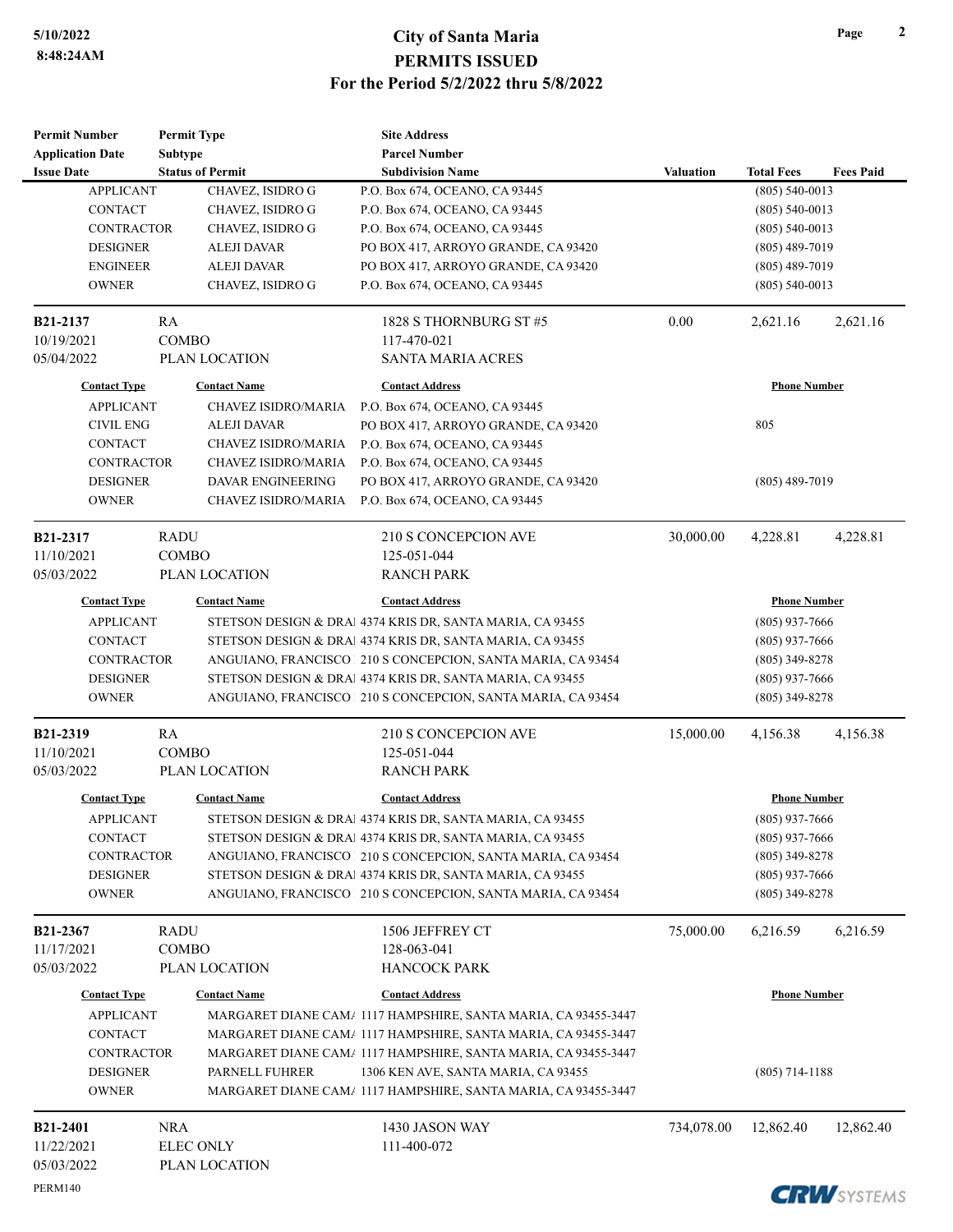# City of Santa Maria
## PERMITS ISSUED
### For the Period 5/2/2022 thru 5/8/2022

5/10/2022
8:48:24AM

| Permit Number / Application Date / Issue Date | Permit Type / Subtype / Status of Permit | Site Address / Parcel Number / Subdivision Name | Valuation | Total Fees | Fees Paid |
|---|---|---|---|---|---|

| Contact Type | Contact Name | Contact Address | Phone Number |
|---|---|---|---|
| APPLICANT | CHAVEZ, ISIDRO G | P.O. Box 674, OCEANO, CA 93445 | (805) 540-0013 |
| CONTACT | CHAVEZ, ISIDRO G | P.O. Box 674, OCEANO, CA 93445 | (805) 540-0013 |
| CONTRACTOR | CHAVEZ, ISIDRO G | P.O. Box 674, OCEANO, CA 93445 | (805) 540-0013 |
| DESIGNER | ALEJI DAVAR | PO BOX 417, ARROYO GRANDE, CA 93420 | (805) 489-7019 |
| ENGINEER | ALEJI DAVAR | PO BOX 417, ARROYO GRANDE, CA 93420 | (805) 489-7019 |
| OWNER | CHAVEZ, ISIDRO G | P.O. Box 674, OCEANO, CA 93445 | (805) 540-0013 |

| Permit Number | Permit Type | Site Address | Valuation | Total Fees | Fees Paid |
|---|---|---|---|---|---|
| **B21-2137** | RA | 1828 S THORNBURG ST #5 | 0.00 | 2,621.16 | 2,621.16 |
| 10/19/2021 | COMBO | 117-470-021 | | | |
| 05/04/2022 | PLAN LOCATION | SANTA MARIA ACRES | | | |

| Contact Type | Contact Name | Contact Address | Phone Number |
|---|---|---|---|
| APPLICANT | CHAVEZ ISIDRO/MARIA | P.O. Box 674, OCEANO, CA 93445 | |
| CIVIL ENG | ALEJI DAVAR | PO BOX 417, ARROYO GRANDE, CA 93420 | 805 |
| CONTACT | CHAVEZ ISIDRO/MARIA | P.O. Box 674, OCEANO, CA 93445 | |
| CONTRACTOR | CHAVEZ ISIDRO/MARIA | P.O. Box 674, OCEANO, CA 93445 | |
| DESIGNER | DAVAR ENGINEERING | PO BOX 417, ARROYO GRANDE, CA 93420 | (805) 489-7019 |
| OWNER | CHAVEZ ISIDRO/MARIA | P.O. Box 674, OCEANO, CA 93445 | |

| Permit Number | Permit Type | Site Address | Valuation | Total Fees | Fees Paid |
|---|---|---|---|---|---|
| **B21-2317** | RADU | 210 S CONCEPCION AVE | 30,000.00 | 4,228.81 | 4,228.81 |
| 11/10/2021 | COMBO | 125-051-044 | | | |
| 05/03/2022 | PLAN LOCATION | RANCH PARK | | | |

| Contact Type | Contact Name | Contact Address | Phone Number |
|---|---|---|---|
| APPLICANT | STETSON DESIGN & DRA | 4374 KRIS DR, SANTA MARIA, CA 93455 | (805) 937-7666 |
| CONTACT | STETSON DESIGN & DRA | 4374 KRIS DR, SANTA MARIA, CA 93455 | (805) 937-7666 |
| CONTRACTOR | ANGUIANO, FRANCISCO | 210 S CONCEPCION, SANTA MARIA, CA 93454 | (805) 349-8278 |
| DESIGNER | STETSON DESIGN & DRA | 4374 KRIS DR, SANTA MARIA, CA 93455 | (805) 937-7666 |
| OWNER | ANGUIANO, FRANCISCO | 210 S CONCEPCION, SANTA MARIA, CA 93454 | (805) 349-8278 |

| Permit Number | Permit Type | Site Address | Valuation | Total Fees | Fees Paid |
|---|---|---|---|---|---|
| **B21-2319** | RA | 210 S CONCEPCION AVE | 15,000.00 | 4,156.38 | 4,156.38 |
| 11/10/2021 | COMBO | 125-051-044 | | | |
| 05/03/2022 | PLAN LOCATION | RANCH PARK | | | |

| Contact Type | Contact Name | Contact Address | Phone Number |
|---|---|---|---|
| APPLICANT | STETSON DESIGN & DRA | 4374 KRIS DR, SANTA MARIA, CA 93455 | (805) 937-7666 |
| CONTACT | STETSON DESIGN & DRA | 4374 KRIS DR, SANTA MARIA, CA 93455 | (805) 937-7666 |
| CONTRACTOR | ANGUIANO, FRANCISCO | 210 S CONCEPCION, SANTA MARIA, CA 93454 | (805) 349-8278 |
| DESIGNER | STETSON DESIGN & DRA | 4374 KRIS DR, SANTA MARIA, CA 93455 | (805) 937-7666 |
| OWNER | ANGUIANO, FRANCISCO | 210 S CONCEPCION, SANTA MARIA, CA 93454 | (805) 349-8278 |

| Permit Number | Permit Type | Site Address | Valuation | Total Fees | Fees Paid |
|---|---|---|---|---|---|
| **B21-2367** | RADU | 1506 JEFFREY CT | 75,000.00 | 6,216.59 | 6,216.59 |
| 11/17/2021 | COMBO | 128-063-041 | | | |
| 05/03/2022 | PLAN LOCATION | HANCOCK PARK | | | |

| Contact Type | Contact Name | Contact Address | Phone Number |
|---|---|---|---|
| APPLICANT | MARGARET DIANE CAM | 1117 HAMPSHIRE, SANTA MARIA, CA 93455-3447 | |
| CONTACT | MARGARET DIANE CAM | 1117 HAMPSHIRE, SANTA MARIA, CA 93455-3447 | |
| CONTRACTOR | MARGARET DIANE CAM | 1117 HAMPSHIRE, SANTA MARIA, CA 93455-3447 | |
| DESIGNER | PARNELL FUHRER | 1306 KEN AVE, SANTA MARIA, CA 93455 | (805) 714-1188 |
| OWNER | MARGARET DIANE CAM | 1117 HAMPSHIRE, SANTA MARIA, CA 93455-3447 | |

| Permit Number | Permit Type | Site Address | Valuation | Total Fees | Fees Paid |
|---|---|---|---|---|---|
| **B21-2401** | NRA | 1430 JASON WAY | 734,078.00 | 12,862.40 | 12,862.40 |
| 11/22/2021 | ELEC ONLY | 111-400-072 | | | |
| 05/03/2022 | PLAN LOCATION | | | | |

PERM140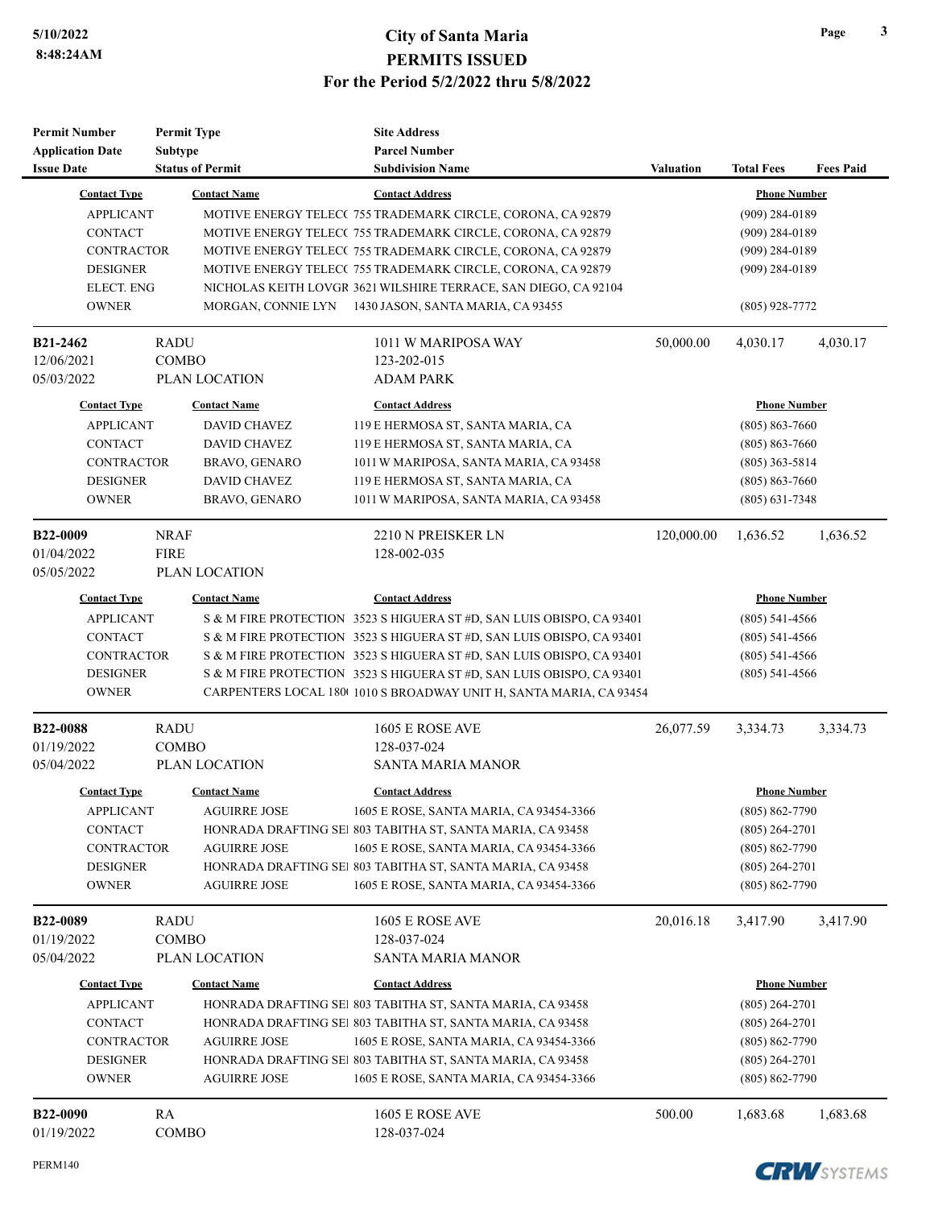# City of Santa Maria
## PERMITS ISSUED
### For the Period 5/2/2022 thru 5/8/2022

| Permit Number | Permit Type | Site Address | | | |
|---|---|---|---|---|---|
| Application Date | Subtype | Parcel Number | | | |
| Issue Date | Status of Permit | Subdivision Name | Valuation | Total Fees | Fees Paid |

| Contact Type | Contact Name | Contact Address | Phone Number |
|---|---|---|---|
| APPLICANT | MOTIVE ENERGY TELEC( | 755 TRADEMARK CIRCLE, CORONA, CA 92879 | (909) 284-0189 |
| CONTACT | MOTIVE ENERGY TELEC( | 755 TRADEMARK CIRCLE, CORONA, CA 92879 | (909) 284-0189 |
| CONTRACTOR | MOTIVE ENERGY TELEC( | 755 TRADEMARK CIRCLE, CORONA, CA 92879 | (909) 284-0189 |
| DESIGNER | MOTIVE ENERGY TELEC( | 755 TRADEMARK CIRCLE, CORONA, CA 92879 | (909) 284-0189 |
| ELECT. ENG | NICHOLAS KEITH LOVGR | 3621 WILSHIRE TERRACE, SAN DIEGO, CA 92104 | |
| OWNER | MORGAN, CONNIE LYN | 1430 JASON, SANTA MARIA, CA 93455 | (805) 928-7772 |

| Permit Number | Permit Type | Site Address | Valuation | Total Fees | Fees Paid |
|---|---|---|---|---|---|
| **B21-2462** | RADU | 1011 W MARIPOSA WAY | 50,000.00 | 4,030.17 | 4,030.17 |
| 12/06/2021 | COMBO | 123-202-015 | | | |
| 05/03/2022 | PLAN LOCATION | ADAM PARK | | | |

| Contact Type | Contact Name | Contact Address | Phone Number |
|---|---|---|---|
| APPLICANT | DAVID CHAVEZ | 119 E HERMOSA ST, SANTA MARIA, CA | (805) 863-7660 |
| CONTACT | DAVID CHAVEZ | 119 E HERMOSA ST, SANTA MARIA, CA | (805) 863-7660 |
| CONTRACTOR | BRAVO, GENARO | 1011 W MARIPOSA, SANTA MARIA, CA 93458 | (805) 363-5814 |
| DESIGNER | DAVID CHAVEZ | 119 E HERMOSA ST, SANTA MARIA, CA | (805) 863-7660 |
| OWNER | BRAVO, GENARO | 1011 W MARIPOSA, SANTA MARIA, CA 93458 | (805) 631-7348 |

| Permit Number | Permit Type | Site Address | Valuation | Total Fees | Fees Paid |
|---|---|---|---|---|---|
| **B22-0009** | NRAF | 2210 N PREISKER LN | 120,000.00 | 1,636.52 | 1,636.52 |
| 01/04/2022 | FIRE | 128-002-035 | | | |
| 05/05/2022 | PLAN LOCATION | | | | |

| Contact Type | Contact Name | Contact Address | Phone Number |
|---|---|---|---|
| APPLICANT | S & M FIRE PROTECTION | 3523 S HIGUERA ST #D, SAN LUIS OBISPO, CA 93401 | (805) 541-4566 |
| CONTACT | S & M FIRE PROTECTION | 3523 S HIGUERA ST #D, SAN LUIS OBISPO, CA 93401 | (805) 541-4566 |
| CONTRACTOR | S & M FIRE PROTECTION | 3523 S HIGUERA ST #D, SAN LUIS OBISPO, CA 93401 | (805) 541-4566 |
| DESIGNER | S & M FIRE PROTECTION | 3523 S HIGUERA ST #D, SAN LUIS OBISPO, CA 93401 | (805) 541-4566 |
| OWNER | CARPENTERS LOCAL 180( | 1010 S BROADWAY UNIT H, SANTA MARIA, CA 93454 | |

| Permit Number | Permit Type | Site Address | Valuation | Total Fees | Fees Paid |
|---|---|---|---|---|---|
| **B22-0088** | RADU | 1605 E ROSE AVE | 26,077.59 | 3,334.73 | 3,334.73 |
| 01/19/2022 | COMBO | 128-037-024 | | | |
| 05/04/2022 | PLAN LOCATION | SANTA MARIA MANOR | | | |

| Contact Type | Contact Name | Contact Address | Phone Number |
|---|---|---|---|
| APPLICANT | AGUIRRE JOSE | 1605 E ROSE, SANTA MARIA, CA 93454-3366 | (805) 862-7790 |
| CONTACT | HONRADA DRAFTING SEI | 803 TABITHA ST, SANTA MARIA, CA 93458 | (805) 264-2701 |
| CONTRACTOR | AGUIRRE JOSE | 1605 E ROSE, SANTA MARIA, CA 93454-3366 | (805) 862-7790 |
| DESIGNER | HONRADA DRAFTING SEI | 803 TABITHA ST, SANTA MARIA, CA 93458 | (805) 264-2701 |
| OWNER | AGUIRRE JOSE | 1605 E ROSE, SANTA MARIA, CA 93454-3366 | (805) 862-7790 |

| Permit Number | Permit Type | Site Address | Valuation | Total Fees | Fees Paid |
|---|---|---|---|---|---|
| **B22-0089** | RADU | 1605 E ROSE AVE | 20,016.18 | 3,417.90 | 3,417.90 |
| 01/19/2022 | COMBO | 128-037-024 | | | |
| 05/04/2022 | PLAN LOCATION | SANTA MARIA MANOR | | | |

| Contact Type | Contact Name | Contact Address | Phone Number |
|---|---|---|---|
| APPLICANT | HONRADA DRAFTING SEI | 803 TABITHA ST, SANTA MARIA, CA 93458 | (805) 264-2701 |
| CONTACT | HONRADA DRAFTING SEI | 803 TABITHA ST, SANTA MARIA, CA 93458 | (805) 264-2701 |
| CONTRACTOR | AGUIRRE JOSE | 1605 E ROSE, SANTA MARIA, CA 93454-3366 | (805) 862-7790 |
| DESIGNER | HONRADA DRAFTING SEI | 803 TABITHA ST, SANTA MARIA, CA 93458 | (805) 264-2701 |
| OWNER | AGUIRRE JOSE | 1605 E ROSE, SANTA MARIA, CA 93454-3366 | (805) 862-7790 |

| Permit Number | Permit Type | Site Address | Valuation | Total Fees | Fees Paid |
|---|---|---|---|---|---|
| **B22-0090** | RA | 1605 E ROSE AVE | 500.00 | 1,683.68 | 1,683.68 |
| 01/19/2022 | COMBO | 128-037-024 | | | |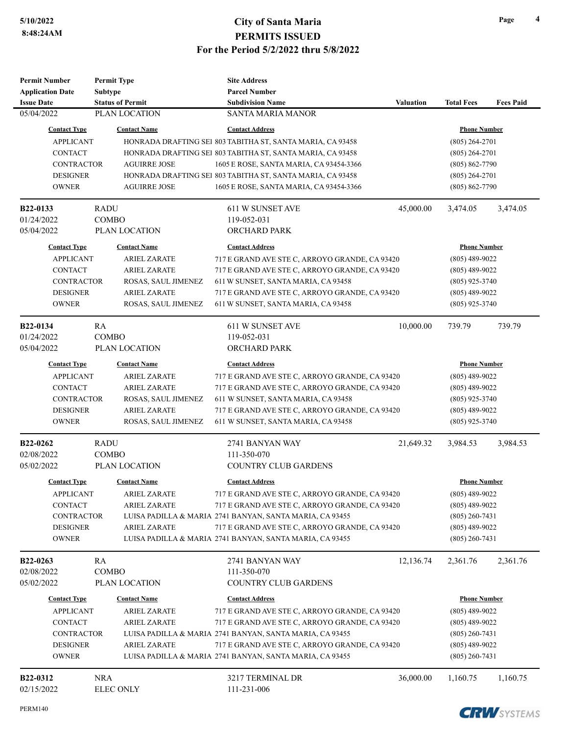| Permit Number | Permit Type | Site Address | | | |
|---|---|---|---|---|---|
| Application Date | Subtype | Parcel Number | | | |
| Issue Date | Status of Permit | Subdivision Name | Valuation | Total Fees | Fees Paid |
| 05/04/2022 | PLAN LOCATION | SANTA MARIA MANOR | | | |

| Contact Type | Contact Name | Contact Address | Phone Number |
|---|---|---|---|
| APPLICANT | HONRADA DRAFTING SEI | 803 TABITHA ST, SANTA MARIA, CA 93458 | (805) 264-2701 |
| CONTACT | HONRADA DRAFTING SEI | 803 TABITHA ST, SANTA MARIA, CA 93458 | (805) 264-2701 |
| CONTRACTOR | AGUIRRE JOSE | 1605 E ROSE, SANTA MARIA, CA 93454-3366 | (805) 862-7790 |
| DESIGNER | HONRADA DRAFTING SEI | 803 TABITHA ST, SANTA MARIA, CA 93458 | (805) 264-2701 |
| OWNER | AGUIRRE JOSE | 1605 E ROSE, SANTA MARIA, CA 93454-3366 | (805) 862-7790 |

| Permit Number | Permit Type | Site Address | Valuation | Total Fees | Fees Paid |
|---|---|---|---|---|---|
| **B22-0133** | RADU | 611 W SUNSET AVE | 45,000.00 | 3,474.05 | 3,474.05 |
| 01/24/2022 | COMBO | 119-052-031 | | | |
| 05/04/2022 | PLAN LOCATION | ORCHARD PARK | | | |

| Contact Type | Contact Name | Contact Address | Phone Number |
|---|---|---|---|
| APPLICANT | ARIEL ZARATE | 717 E GRAND AVE STE C, ARROYO GRANDE, CA 93420 | (805) 489-9022 |
| CONTACT | ARIEL ZARATE | 717 E GRAND AVE STE C, ARROYO GRANDE, CA 93420 | (805) 489-9022 |
| CONTRACTOR | ROSAS, SAUL JIMENEZ | 611 W SUNSET, SANTA MARIA, CA 93458 | (805) 925-3740 |
| DESIGNER | ARIEL ZARATE | 717 E GRAND AVE STE C, ARROYO GRANDE, CA 93420 | (805) 489-9022 |
| OWNER | ROSAS, SAUL JIMENEZ | 611 W SUNSET, SANTA MARIA, CA 93458 | (805) 925-3740 |

| Permit Number | Permit Type | Site Address | Valuation | Total Fees | Fees Paid |
|---|---|---|---|---|---|
| **B22-0134** | RA | 611 W SUNSET AVE | 10,000.00 | 739.79 | 739.79 |
| 01/24/2022 | COMBO | 119-052-031 | | | |
| 05/04/2022 | PLAN LOCATION | ORCHARD PARK | | | |

| Contact Type | Contact Name | Contact Address | Phone Number |
|---|---|---|---|
| APPLICANT | ARIEL ZARATE | 717 E GRAND AVE STE C, ARROYO GRANDE, CA 93420 | (805) 489-9022 |
| CONTACT | ARIEL ZARATE | 717 E GRAND AVE STE C, ARROYO GRANDE, CA 93420 | (805) 489-9022 |
| CONTRACTOR | ROSAS, SAUL JIMENEZ | 611 W SUNSET, SANTA MARIA, CA 93458 | (805) 925-3740 |
| DESIGNER | ARIEL ZARATE | 717 E GRAND AVE STE C, ARROYO GRANDE, CA 93420 | (805) 489-9022 |
| OWNER | ROSAS, SAUL JIMENEZ | 611 W SUNSET, SANTA MARIA, CA 93458 | (805) 925-3740 |

| Permit Number | Permit Type | Site Address | Valuation | Total Fees | Fees Paid |
|---|---|---|---|---|---|
| **B22-0262** | RADU | 2741 BANYAN WAY | 21,649.32 | 3,984.53 | 3,984.53 |
| 02/08/2022 | COMBO | 111-350-070 | | | |
| 05/02/2022 | PLAN LOCATION | COUNTRY CLUB GARDENS | | | |

| Contact Type | Contact Name | Contact Address | Phone Number |
|---|---|---|---|
| APPLICANT | ARIEL ZARATE | 717 E GRAND AVE STE C, ARROYO GRANDE, CA 93420 | (805) 489-9022 |
| CONTACT | ARIEL ZARATE | 717 E GRAND AVE STE C, ARROYO GRANDE, CA 93420 | (805) 489-9022 |
| CONTRACTOR | LUISA PADILLA & MARIA | 2741 BANYAN, SANTA MARIA, CA 93455 | (805) 260-7431 |
| DESIGNER | ARIEL ZARATE | 717 E GRAND AVE STE C, ARROYO GRANDE, CA 93420 | (805) 489-9022 |
| OWNER | LUISA PADILLA & MARIA | 2741 BANYAN, SANTA MARIA, CA 93455 | (805) 260-7431 |

| Permit Number | Permit Type | Site Address | Valuation | Total Fees | Fees Paid |
|---|---|---|---|---|---|
| **B22-0263** | RA | 2741 BANYAN WAY | 12,136.74 | 2,361.76 | 2,361.76 |
| 02/08/2022 | COMBO | 111-350-070 | | | |
| 05/02/2022 | PLAN LOCATION | COUNTRY CLUB GARDENS | | | |

| Contact Type | Contact Name | Contact Address | Phone Number |
|---|---|---|---|
| APPLICANT | ARIEL ZARATE | 717 E GRAND AVE STE C, ARROYO GRANDE, CA 93420 | (805) 489-9022 |
| CONTACT | ARIEL ZARATE | 717 E GRAND AVE STE C, ARROYO GRANDE, CA 93420 | (805) 489-9022 |
| CONTRACTOR | LUISA PADILLA & MARIA | 2741 BANYAN, SANTA MARIA, CA 93455 | (805) 260-7431 |
| DESIGNER | ARIEL ZARATE | 717 E GRAND AVE STE C, ARROYO GRANDE, CA 93420 | (805) 489-9022 |
| OWNER | LUISA PADILLA & MARIA | 2741 BANYAN, SANTA MARIA, CA 93455 | (805) 260-7431 |

| Permit Number | Permit Type | Site Address | Valuation | Total Fees | Fees Paid |
|---|---|---|---|---|---|
| **B22-0312** | NRA | 3217 TERMINAL DR | 36,000.00 | 1,160.75 | 1,160.75 |
| 02/15/2022 | ELEC ONLY | 111-231-006 | | | |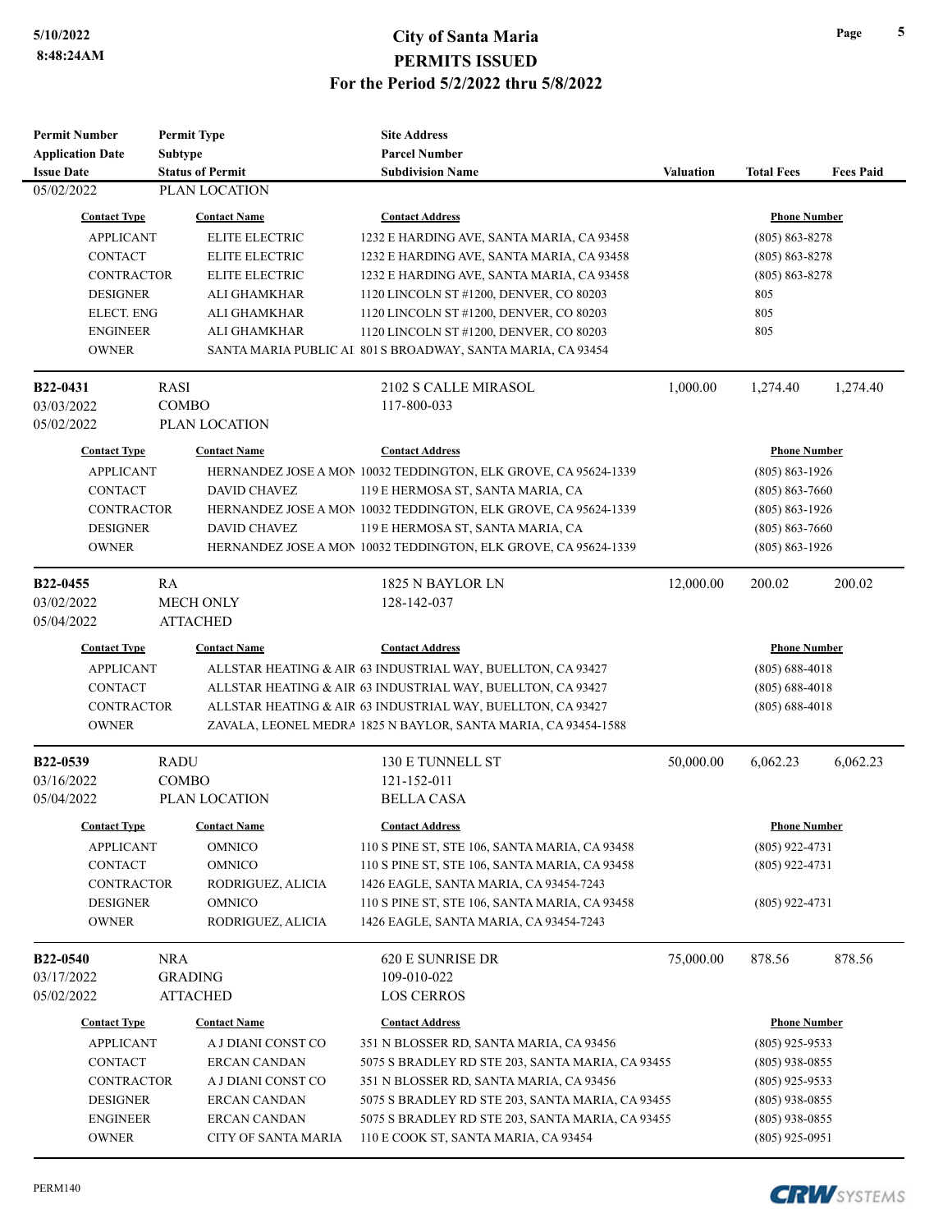| Permit Number<br>Application Date<br>Issue Date | Permit Type<br>Subtype<br>Status of Permit | Site Address<br>Parcel Number<br>Subdivision Name | Valuation | Total Fees | Fees Paid |
|---|---|---|---|---|---|
| 05/02/2022 | PLAN LOCATION | | | | |

| Contact Type | Contact Name | Contact Address | Phone Number |
|---|---|---|---|
| APPLICANT | ELITE ELECTRIC | 1232 E HARDING AVE, SANTA MARIA, CA 93458 | (805) 863-8278 |
| CONTACT | ELITE ELECTRIC | 1232 E HARDING AVE, SANTA MARIA, CA 93458 | (805) 863-8278 |
| CONTRACTOR | ELITE ELECTRIC | 1232 E HARDING AVE, SANTA MARIA, CA 93458 | (805) 863-8278 |
| DESIGNER | ALI GHAMKHAR | 1120 LINCOLN ST #1200, DENVER, CO 80203 | 805 |
| ELECT. ENG | ALI GHAMKHAR | 1120 LINCOLN ST #1200, DENVER, CO 80203 | 805 |
| ENGINEER | ALI GHAMKHAR | 1120 LINCOLN ST #1200, DENVER, CO 80203 | 805 |
| OWNER | SANTA MARIA PUBLIC AI | 801 S BROADWAY, SANTA MARIA, CA 93454 | |

| Permit Number<br>Application Date<br>Issue Date | Permit Type<br>Subtype<br>Status of Permit | Site Address<br>Parcel Number<br>Subdivision Name | Valuation | Total Fees | Fees Paid |
|---|---|---|---|---|---|
| **B22-0431**<br>03/03/2022<br>05/02/2022 | RASI<br>COMBO<br>PLAN LOCATION | 2102 S CALLE MIRASOL<br>117-800-033 | 1,000.00 | 1,274.40 | 1,274.40 |

| Contact Type | Contact Name | Contact Address | Phone Number |
|---|---|---|---|
| APPLICANT | HERNANDEZ JOSE A MON | 10032 TEDDINGTON, ELK GROVE, CA 95624-1339 | (805) 863-1926 |
| CONTACT | DAVID CHAVEZ | 119 E HERMOSA ST, SANTA MARIA, CA | (805) 863-7660 |
| CONTRACTOR | HERNANDEZ JOSE A MON | 10032 TEDDINGTON, ELK GROVE, CA 95624-1339 | (805) 863-1926 |
| DESIGNER | DAVID CHAVEZ | 119 E HERMOSA ST, SANTA MARIA, CA | (805) 863-7660 |
| OWNER | HERNANDEZ JOSE A MON | 10032 TEDDINGTON, ELK GROVE, CA 95624-1339 | (805) 863-1926 |

| Permit Number<br>Application Date<br>Issue Date | Permit Type<br>Subtype<br>Status of Permit | Site Address<br>Parcel Number<br>Subdivision Name | Valuation | Total Fees | Fees Paid |
|---|---|---|---|---|---|
| **B22-0455**<br>03/02/2022<br>05/04/2022 | RA<br>MECH ONLY<br>ATTACHED | 1825 N BAYLOR LN<br>128-142-037 | 12,000.00 | 200.02 | 200.02 |

| Contact Type | Contact Name | Contact Address | Phone Number |
|---|---|---|---|
| APPLICANT | ALLSTAR HEATING & AIR | 63 INDUSTRIAL WAY, BUELLTON, CA 93427 | (805) 688-4018 |
| CONTACT | ALLSTAR HEATING & AIR | 63 INDUSTRIAL WAY, BUELLTON, CA 93427 | (805) 688-4018 |
| CONTRACTOR | ALLSTAR HEATING & AIR | 63 INDUSTRIAL WAY, BUELLTON, CA 93427 | (805) 688-4018 |
| OWNER | ZAVALA, LEONEL MEDRA | 1825 N BAYLOR, SANTA MARIA, CA 93454-1588 | |

| Permit Number<br>Application Date<br>Issue Date | Permit Type<br>Subtype<br>Status of Permit | Site Address<br>Parcel Number<br>Subdivision Name | Valuation | Total Fees | Fees Paid |
|---|---|---|---|---|---|
| **B22-0539**<br>03/16/2022<br>05/04/2022 | RADU<br>COMBO<br>PLAN LOCATION | 130 E TUNNELL ST<br>121-152-011<br>BELLA CASA | 50,000.00 | 6,062.23 | 6,062.23 |

| Contact Type | Contact Name | Contact Address | Phone Number |
|---|---|---|---|
| APPLICANT | OMNICO | 110 S PINE ST, STE 106, SANTA MARIA, CA 93458 | (805) 922-4731 |
| CONTACT | OMNICO | 110 S PINE ST, STE 106, SANTA MARIA, CA 93458 | (805) 922-4731 |
| CONTRACTOR | RODRIGUEZ, ALICIA | 1426 EAGLE, SANTA MARIA, CA 93454-7243 | |
| DESIGNER | OMNICO | 110 S PINE ST, STE 106, SANTA MARIA, CA 93458 | (805) 922-4731 |
| OWNER | RODRIGUEZ, ALICIA | 1426 EAGLE, SANTA MARIA, CA 93454-7243 | |

| Permit Number<br>Application Date<br>Issue Date | Permit Type<br>Subtype<br>Status of Permit | Site Address<br>Parcel Number<br>Subdivision Name | Valuation | Total Fees | Fees Paid |
|---|---|---|---|---|---|
| **B22-0540**<br>03/17/2022<br>05/02/2022 | NRA<br>GRADING<br>ATTACHED | 620 E SUNRISE DR<br>109-010-022<br>LOS CERROS | 75,000.00 | 878.56 | 878.56 |

| Contact Type | Contact Name | Contact Address | Phone Number |
|---|---|---|---|
| APPLICANT | A J DIANI CONST CO | 351 N BLOSSER RD, SANTA MARIA, CA 93456 | (805) 925-9533 |
| CONTACT | ERCAN CANDAN | 5075 S BRADLEY RD STE 203, SANTA MARIA, CA 93455 | (805) 938-0855 |
| CONTRACTOR | A J DIANI CONST CO | 351 N BLOSSER RD, SANTA MARIA, CA 93456 | (805) 925-9533 |
| DESIGNER | ERCAN CANDAN | 5075 S BRADLEY RD STE 203, SANTA MARIA, CA 93455 | (805) 938-0855 |
| ENGINEER | ERCAN CANDAN | 5075 S BRADLEY RD STE 203, SANTA MARIA, CA 93455 | (805) 938-0855 |
| OWNER | CITY OF SANTA MARIA | 110 E COOK ST, SANTA MARIA, CA 93454 | (805) 925-0951 |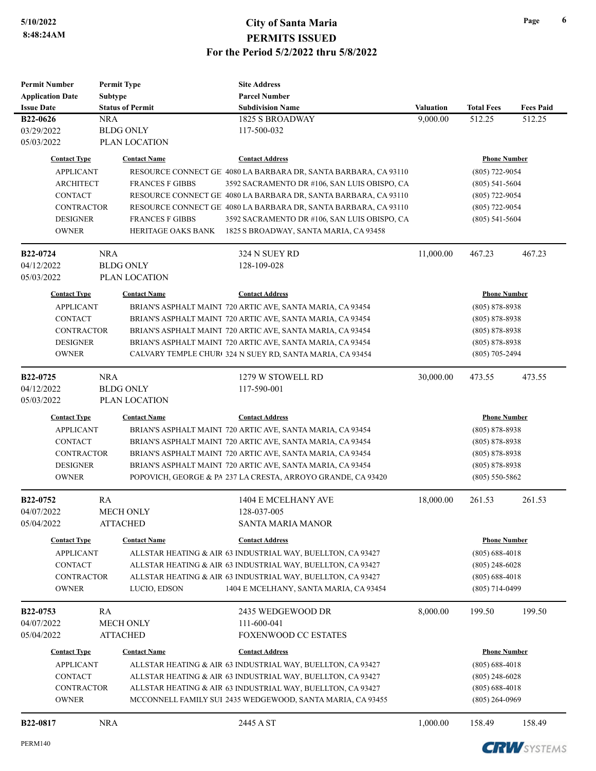# City of Santa Maria
## PERMITS ISSUED
### For the Period 5/2/2022 thru 5/8/2022

| Permit Number<br>Application Date<br>Issue Date | Permit Type<br>Subtype<br>Status of Permit | Site Address<br>Parcel Number<br>Subdivision Name | Valuation | Total Fees | Fees Paid |
|---|---|---|---|---|---|
| **B22-0626**<br>03/29/2022<br>05/03/2022 | NRA<br>BLDG ONLY<br>PLAN LOCATION | 1825 S BROADWAY<br>117-500-032 | 9,000.00 | 512.25 | 512.25 |

| Contact Type | Contact Name | Contact Address | Phone Number |
|---|---|---|---|
| APPLICANT | RESOURCE CONNECT GE | 4080 LA BARBARA DR, SANTA BARBARA, CA 93110 | (805) 722-9054 |
| ARCHITECT | FRANCES F GIBBS | 3592 SACRAMENTO DR #106, SAN LUIS OBISPO, CA | (805) 541-5604 |
| CONTACT | RESOURCE CONNECT GE | 4080 LA BARBARA DR, SANTA BARBARA, CA 93110 | (805) 722-9054 |
| CONTRACTOR | RESOURCE CONNECT GE | 4080 LA BARBARA DR, SANTA BARBARA, CA 93110 | (805) 722-9054 |
| DESIGNER | FRANCES F GIBBS | 3592 SACRAMENTO DR #106, SAN LUIS OBISPO, CA | (805) 541-5604 |
| OWNER | HERITAGE OAKS BANK | 1825 S BROADWAY, SANTA MARIA, CA 93458 | |

| Permit Number<br>Application Date<br>Issue Date | Permit Type<br>Subtype<br>Status of Permit | Site Address<br>Parcel Number<br>Subdivision Name | Valuation | Total Fees | Fees Paid |
|---|---|---|---|---|---|
| **B22-0724**<br>04/12/2022<br>05/03/2022 | NRA<br>BLDG ONLY<br>PLAN LOCATION | 324 N SUEY RD<br>128-109-028 | 11,000.00 | 467.23 | 467.23 |

| Contact Type | Contact Name | Contact Address | Phone Number |
|---|---|---|---|
| APPLICANT | BRIAN'S ASPHALT MAINT | 720 ARTIC AVE, SANTA MARIA, CA 93454 | (805) 878-8938 |
| CONTACT | BRIAN'S ASPHALT MAINT | 720 ARTIC AVE, SANTA MARIA, CA 93454 | (805) 878-8938 |
| CONTRACTOR | BRIAN'S ASPHALT MAINT | 720 ARTIC AVE, SANTA MARIA, CA 93454 | (805) 878-8938 |
| DESIGNER | BRIAN'S ASPHALT MAINT | 720 ARTIC AVE, SANTA MARIA, CA 93454 | (805) 878-8938 |
| OWNER | CALVARY TEMPLE CHUR | 324 N SUEY RD, SANTA MARIA, CA 93454 | (805) 705-2494 |

| Permit Number<br>Application Date<br>Issue Date | Permit Type<br>Subtype<br>Status of Permit | Site Address<br>Parcel Number<br>Subdivision Name | Valuation | Total Fees | Fees Paid |
|---|---|---|---|---|---|
| **B22-0725**<br>04/12/2022<br>05/03/2022 | NRA<br>BLDG ONLY<br>PLAN LOCATION | 1279 W STOWELL RD<br>117-590-001 | 30,000.00 | 473.55 | 473.55 |

| Contact Type | Contact Name | Contact Address | Phone Number |
|---|---|---|---|
| APPLICANT | BRIAN'S ASPHALT MAINT | 720 ARTIC AVE, SANTA MARIA, CA 93454 | (805) 878-8938 |
| CONTACT | BRIAN'S ASPHALT MAINT | 720 ARTIC AVE, SANTA MARIA, CA 93454 | (805) 878-8938 |
| CONTRACTOR | BRIAN'S ASPHALT MAINT | 720 ARTIC AVE, SANTA MARIA, CA 93454 | (805) 878-8938 |
| DESIGNER | BRIAN'S ASPHALT MAINT | 720 ARTIC AVE, SANTA MARIA, CA 93454 | (805) 878-8938 |
| OWNER | POPOVICH, GEORGE & PA | 237 LA CRESTA, ARROYO GRANDE, CA 93420 | (805) 550-5862 |

| Permit Number<br>Application Date<br>Issue Date | Permit Type<br>Subtype<br>Status of Permit | Site Address<br>Parcel Number<br>Subdivision Name | Valuation | Total Fees | Fees Paid |
|---|---|---|---|---|---|
| **B22-0752**<br>04/07/2022<br>05/04/2022 | RA<br>MECH ONLY<br>ATTACHED | 1404 E MCELHANY AVE<br>128-037-005<br>SANTA MARIA MANOR | 18,000.00 | 261.53 | 261.53 |

| Contact Type | Contact Name | Contact Address | Phone Number |
|---|---|---|---|
| APPLICANT | ALLSTAR HEATING & AIR | 63 INDUSTRIAL WAY, BUELLTON, CA 93427 | (805) 688-4018 |
| CONTACT | ALLSTAR HEATING & AIR | 63 INDUSTRIAL WAY, BUELLTON, CA 93427 | (805) 248-6028 |
| CONTRACTOR | ALLSTAR HEATING & AIR | 63 INDUSTRIAL WAY, BUELLTON, CA 93427 | (805) 688-4018 |
| OWNER | LUCIO, EDSON | 1404 E MCELHANY, SANTA MARIA, CA 93454 | (805) 714-0499 |

| Permit Number<br>Application Date<br>Issue Date | Permit Type<br>Subtype<br>Status of Permit | Site Address<br>Parcel Number<br>Subdivision Name | Valuation | Total Fees | Fees Paid |
|---|---|---|---|---|---|
| **B22-0753**<br>04/07/2022<br>05/04/2022 | RA<br>MECH ONLY<br>ATTACHED | 2435 WEDGEWOOD DR<br>111-600-041<br>FOXENWOOD CC ESTATES | 8,000.00 | 199.50 | 199.50 |

| Contact Type | Contact Name | Contact Address | Phone Number |
|---|---|---|---|
| APPLICANT | ALLSTAR HEATING & AIR | 63 INDUSTRIAL WAY, BUELLTON, CA 93427 | (805) 688-4018 |
| CONTACT | ALLSTAR HEATING & AIR | 63 INDUSTRIAL WAY, BUELLTON, CA 93427 | (805) 248-6028 |
| CONTRACTOR | ALLSTAR HEATING & AIR | 63 INDUSTRIAL WAY, BUELLTON, CA 93427 | (805) 688-4018 |
| OWNER | MCCONNELL FAMILY SUI | 2435 WEDGEWOOD, SANTA MARIA, CA 93455 | (805) 264-0969 |

| Permit Number | Permit Type | Site Address | Valuation | Total Fees | Fees Paid |
|---|---|---|---|---|---|
| **B22-0817** | NRA | 2445 A ST | 1,000.00 | 158.49 | 158.49 |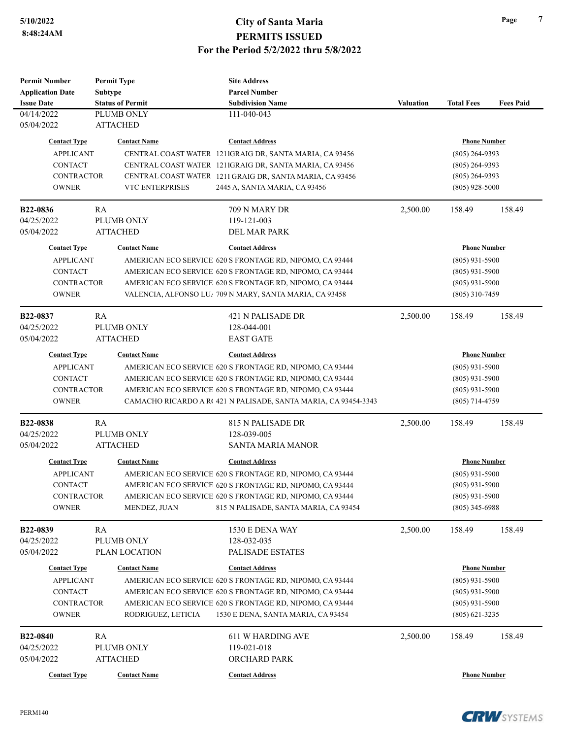# City of Santa Maria
## PERMITS ISSUED
### For the Period 5/2/2022 thru 5/8/2022

5/10/2022
8:48:24AM

| Permit Number / Application Date / Issue Date | Permit Type / Subtype / Status of Permit | Site Address / Parcel Number / Subdivision Name | Valuation | Total Fees | Fees Paid |
|---|---|---|---|---|---|
| 04/14/2022 | PLUMB ONLY | 111-040-043 | | | |
| 05/04/2022 | ATTACHED | | | | |

| Contact Type | Contact Name | Contact Address | Phone Number |
|---|---|---|---|
| APPLICANT | CENTRAL COAST WATER | 1211GRAIG DR, SANTA MARIA, CA 93456 | (805) 264-9393 |
| CONTACT | CENTRAL COAST WATER | 1211GRAIG DR, SANTA MARIA, CA 93456 | (805) 264-9393 |
| CONTRACTOR | CENTRAL COAST WATER | 1211 GRAIG DR, SANTA MARIA, CA 93456 | (805) 264-9393 |
| OWNER | VTC ENTERPRISES | 2445 A, SANTA MARIA, CA 93456 | (805) 928-5000 |

| Permit Number / Application Date / Issue Date | Permit Type / Subtype / Status of Permit | Site Address / Parcel Number / Subdivision Name | Valuation | Total Fees | Fees Paid |
|---|---|---|---|---|---|
| **B22-0836** | RA | 709 N MARY DR | 2,500.00 | 158.49 | 158.49 |
| 04/25/2022 | PLUMB ONLY | 119-121-003 | | | |
| 05/04/2022 | ATTACHED | DEL MAR PARK | | | |

| Contact Type | Contact Name | Contact Address | Phone Number |
|---|---|---|---|
| APPLICANT | AMERICAN ECO SERVICE | 620 S FRONTAGE RD, NIPOMO, CA 93444 | (805) 931-5900 |
| CONTACT | AMERICAN ECO SERVICE | 620 S FRONTAGE RD, NIPOMO, CA 93444 | (805) 931-5900 |
| CONTRACTOR | AMERICAN ECO SERVICE | 620 S FRONTAGE RD, NIPOMO, CA 93444 | (805) 931-5900 |
| OWNER | VALENCIA, ALFONSO LU/ | 709 N MARY, SANTA MARIA, CA 93458 | (805) 310-7459 |

| Permit Number / Application Date / Issue Date | Permit Type / Subtype / Status of Permit | Site Address / Parcel Number / Subdivision Name | Valuation | Total Fees | Fees Paid |
|---|---|---|---|---|---|
| **B22-0837** | RA | 421 N PALISADE DR | 2,500.00 | 158.49 | 158.49 |
| 04/25/2022 | PLUMB ONLY | 128-044-001 | | | |
| 05/04/2022 | ATTACHED | EAST GATE | | | |

| Contact Type | Contact Name | Contact Address | Phone Number |
|---|---|---|---|
| APPLICANT | AMERICAN ECO SERVICE | 620 S FRONTAGE RD, NIPOMO, CA 93444 | (805) 931-5900 |
| CONTACT | AMERICAN ECO SERVICE | 620 S FRONTAGE RD, NIPOMO, CA 93444 | (805) 931-5900 |
| CONTRACTOR | AMERICAN ECO SERVICE | 620 S FRONTAGE RD, NIPOMO, CA 93444 | (805) 931-5900 |
| OWNER | CAMACHO RICARDO A R( | 421 N PALISADE, SANTA MARIA, CA 93454-3343 | (805) 714-4759 |

| Permit Number / Application Date / Issue Date | Permit Type / Subtype / Status of Permit | Site Address / Parcel Number / Subdivision Name | Valuation | Total Fees | Fees Paid |
|---|---|---|---|---|---|
| **B22-0838** | RA | 815 N PALISADE DR | 2,500.00 | 158.49 | 158.49 |
| 04/25/2022 | PLUMB ONLY | 128-039-005 | | | |
| 05/04/2022 | ATTACHED | SANTA MARIA MANOR | | | |

| Contact Type | Contact Name | Contact Address | Phone Number |
|---|---|---|---|
| APPLICANT | AMERICAN ECO SERVICE | 620 S FRONTAGE RD, NIPOMO, CA 93444 | (805) 931-5900 |
| CONTACT | AMERICAN ECO SERVICE | 620 S FRONTAGE RD, NIPOMO, CA 93444 | (805) 931-5900 |
| CONTRACTOR | AMERICAN ECO SERVICE | 620 S FRONTAGE RD, NIPOMO, CA 93444 | (805) 931-5900 |
| OWNER | MENDEZ, JUAN | 815 N PALISADE, SANTA MARIA, CA 93454 | (805) 345-6988 |

| Permit Number / Application Date / Issue Date | Permit Type / Subtype / Status of Permit | Site Address / Parcel Number / Subdivision Name | Valuation | Total Fees | Fees Paid |
|---|---|---|---|---|---|
| **B22-0839** | RA | 1530 E DENA WAY | 2,500.00 | 158.49 | 158.49 |
| 04/25/2022 | PLUMB ONLY | 128-032-035 | | | |
| 05/04/2022 | PLAN LOCATION | PALISADE ESTATES | | | |

| Contact Type | Contact Name | Contact Address | Phone Number |
|---|---|---|---|
| APPLICANT | AMERICAN ECO SERVICE | 620 S FRONTAGE RD, NIPOMO, CA 93444 | (805) 931-5900 |
| CONTACT | AMERICAN ECO SERVICE | 620 S FRONTAGE RD, NIPOMO, CA 93444 | (805) 931-5900 |
| CONTRACTOR | AMERICAN ECO SERVICE | 620 S FRONTAGE RD, NIPOMO, CA 93444 | (805) 931-5900 |
| OWNER | RODRIGUEZ, LETICIA | 1530 E DENA, SANTA MARIA, CA 93454 | (805) 621-3235 |

| Permit Number / Application Date / Issue Date | Permit Type / Subtype / Status of Permit | Site Address / Parcel Number / Subdivision Name | Valuation | Total Fees | Fees Paid |
|---|---|---|---|---|---|
| **B22-0840** | RA | 611 W HARDING AVE | 2,500.00 | 158.49 | 158.49 |
| 04/25/2022 | PLUMB ONLY | 119-021-018 | | | |
| 05/04/2022 | ATTACHED | ORCHARD PARK | | | |

| Contact Type | Contact Name | Contact Address | Phone Number |
|---|---|---|---|

PERM140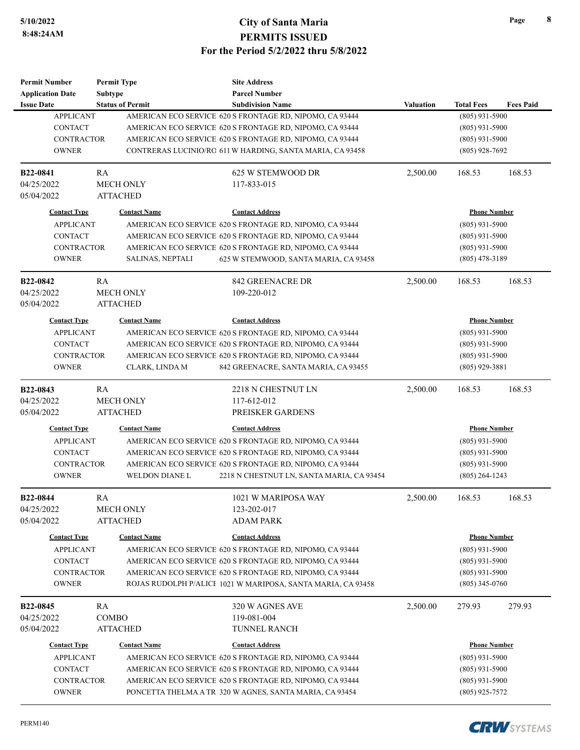# City of Santa Maria
## PERMITS ISSUED
### For the Period 5/2/2022 thru 5/8/2022

| Permit Number<br>Application Date<br>Issue Date | Permit Type<br>Subtype<br>Status of Permit | Site Address<br>Parcel Number<br>Subdivision Name | Valuation | Total Fees | Fees Paid |
|---|---|---|---|---|---|

| Contact Type | Contact Name | Contact Address | Phone Number |
|---|---|---|---|
| APPLICANT | AMERICAN ECO SERVICE | 620 S FRONTAGE RD, NIPOMO, CA 93444 | (805) 931-5900 |
| CONTACT | AMERICAN ECO SERVICE | 620 S FRONTAGE RD, NIPOMO, CA 93444 | (805) 931-5900 |
| CONTRACTOR | AMERICAN ECO SERVICE | 620 S FRONTAGE RD, NIPOMO, CA 93444 | (805) 931-5900 |
| OWNER | CONTRERAS LUCINIO/RO | 611 W HARDING, SANTA MARIA, CA 93458 | (805) 928-7692 |

| Permit Number | Permit Type | Site Address | Valuation | Total Fees | Fees Paid |
|---|---|---|---|---|---|
| B22-0841 | RA | 625 W STEMWOOD DR | 2,500.00 | 168.53 | 168.53 |
| 04/25/2022 | MECH ONLY | 117-833-015 | | | |
| 05/04/2022 | ATTACHED | | | | |

| Contact Type | Contact Name | Contact Address | Phone Number |
|---|---|---|---|
| APPLICANT | AMERICAN ECO SERVICE | 620 S FRONTAGE RD, NIPOMO, CA 93444 | (805) 931-5900 |
| CONTACT | AMERICAN ECO SERVICE | 620 S FRONTAGE RD, NIPOMO, CA 93444 | (805) 931-5900 |
| CONTRACTOR | AMERICAN ECO SERVICE | 620 S FRONTAGE RD, NIPOMO, CA 93444 | (805) 931-5900 |
| OWNER | SALINAS, NEPTALI | 625 W STEMWOOD, SANTA MARIA, CA 93458 | (805) 478-3189 |

| Permit Number | Permit Type | Site Address | Valuation | Total Fees | Fees Paid |
|---|---|---|---|---|---|
| B22-0842 | RA | 842 GREENACRE DR | 2,500.00 | 168.53 | 168.53 |
| 04/25/2022 | MECH ONLY | 109-220-012 | | | |
| 05/04/2022 | ATTACHED | | | | |

| Contact Type | Contact Name | Contact Address | Phone Number |
|---|---|---|---|
| APPLICANT | AMERICAN ECO SERVICE | 620 S FRONTAGE RD, NIPOMO, CA 93444 | (805) 931-5900 |
| CONTACT | AMERICAN ECO SERVICE | 620 S FRONTAGE RD, NIPOMO, CA 93444 | (805) 931-5900 |
| CONTRACTOR | AMERICAN ECO SERVICE | 620 S FRONTAGE RD, NIPOMO, CA 93444 | (805) 931-5900 |
| OWNER | CLARK, LINDA M | 842 GREENACRE, SANTA MARIA, CA 93455 | (805) 929-3881 |

| Permit Number | Permit Type | Site Address | Valuation | Total Fees | Fees Paid |
|---|---|---|---|---|---|
| B22-0843 | RA | 2218 N CHESTNUT LN | 2,500.00 | 168.53 | 168.53 |
| 04/25/2022 | MECH ONLY | 117-612-012 | | | |
| 05/04/2022 | ATTACHED | PREISKER GARDENS | | | |

| Contact Type | Contact Name | Contact Address | Phone Number |
|---|---|---|---|
| APPLICANT | AMERICAN ECO SERVICE | 620 S FRONTAGE RD, NIPOMO, CA 93444 | (805) 931-5900 |
| CONTACT | AMERICAN ECO SERVICE | 620 S FRONTAGE RD, NIPOMO, CA 93444 | (805) 931-5900 |
| CONTRACTOR | AMERICAN ECO SERVICE | 620 S FRONTAGE RD, NIPOMO, CA 93444 | (805) 931-5900 |
| OWNER | WELDON DIANE L | 2218 N CHESTNUT LN, SANTA MARIA, CA 93454 | (805) 264-1243 |

| Permit Number | Permit Type | Site Address | Valuation | Total Fees | Fees Paid |
|---|---|---|---|---|---|
| B22-0844 | RA | 1021 W MARIPOSA WAY | 2,500.00 | 168.53 | 168.53 |
| 04/25/2022 | MECH ONLY | 123-202-017 | | | |
| 05/04/2022 | ATTACHED | ADAM PARK | | | |

| Contact Type | Contact Name | Contact Address | Phone Number |
|---|---|---|---|
| APPLICANT | AMERICAN ECO SERVICE | 620 S FRONTAGE RD, NIPOMO, CA 93444 | (805) 931-5900 |
| CONTACT | AMERICAN ECO SERVICE | 620 S FRONTAGE RD, NIPOMO, CA 93444 | (805) 931-5900 |
| CONTRACTOR | AMERICAN ECO SERVICE | 620 S FRONTAGE RD, NIPOMO, CA 93444 | (805) 931-5900 |
| OWNER | ROJAS RUDOLPH P/ALICE | 1021 W MARIPOSA, SANTA MARIA, CA 93458 | (805) 345-0760 |

| Permit Number | Permit Type | Site Address | Valuation | Total Fees | Fees Paid |
|---|---|---|---|---|---|
| B22-0845 | RA | 320 W AGNES AVE | 2,500.00 | 279.93 | 279.93 |
| 04/25/2022 | COMBO | 119-081-004 | | | |
| 05/04/2022 | ATTACHED | TUNNEL RANCH | | | |

| Contact Type | Contact Name | Contact Address | Phone Number |
|---|---|---|---|
| APPLICANT | AMERICAN ECO SERVICE | 620 S FRONTAGE RD, NIPOMO, CA 93444 | (805) 931-5900 |
| CONTACT | AMERICAN ECO SERVICE | 620 S FRONTAGE RD, NIPOMO, CA 93444 | (805) 931-5900 |
| CONTRACTOR | AMERICAN ECO SERVICE | 620 S FRONTAGE RD, NIPOMO, CA 93444 | (805) 931-5900 |
| OWNER | PONCETTA THELMA A TR | 320 W AGNES, SANTA MARIA, CA 93454 | (805) 925-7572 |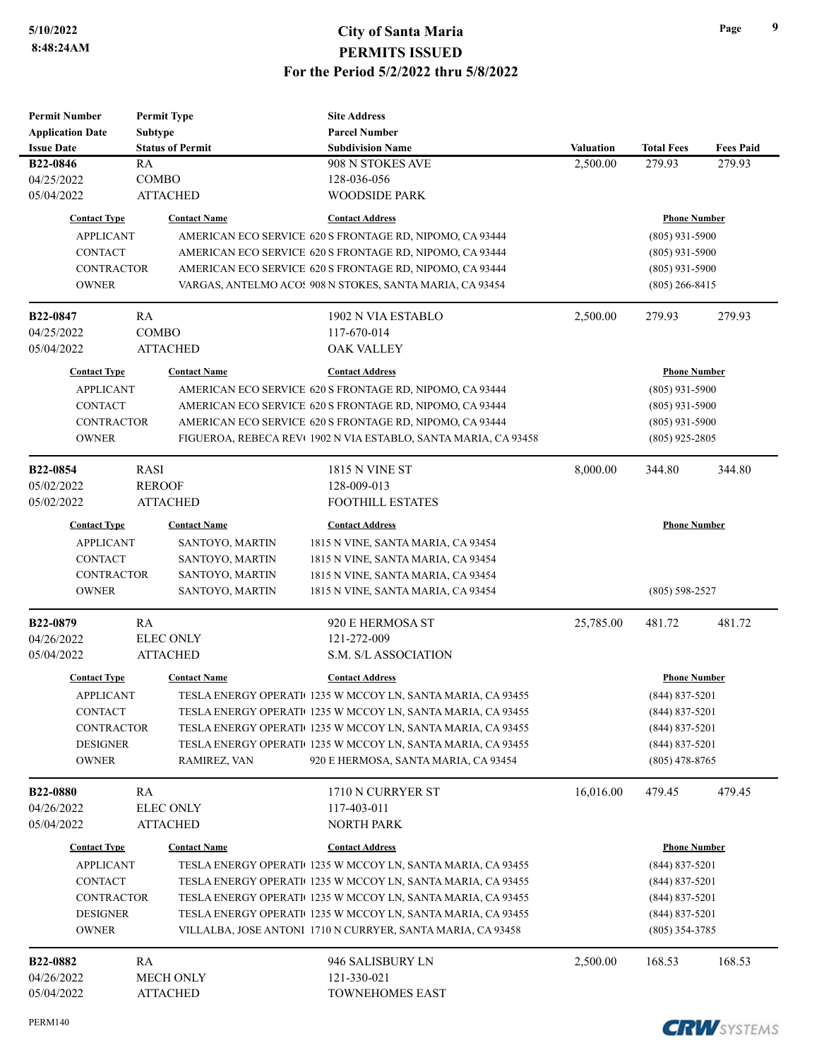# City of Santa Maria
## PERMITS ISSUED
### For the Period 5/2/2022 thru 5/8/2022

5/10/2022
8:48:24AM

| Permit Number / Application Date / Issue Date | Permit Type / Subtype / Status of Permit | Site Address / Parcel Number / Subdivision Name | Valuation | Total Fees | Fees Paid |
|---|---|---|---|---|---|
| **B22-0846** | RA | 908 N STOKES AVE | 2,500.00 | 279.93 | 279.93 |
| 04/25/2022 | COMBO | 128-036-056 | | | |
| 05/04/2022 | ATTACHED | WOODSIDE PARK | | | |

| Contact Type | Contact Name | Contact Address | Phone Number |
|---|---|---|---|
| APPLICANT | AMERICAN ECO SERVICE | 620 S FRONTAGE RD, NIPOMO, CA 93444 | (805) 931-5900 |
| CONTACT | AMERICAN ECO SERVICE | 620 S FRONTAGE RD, NIPOMO, CA 93444 | (805) 931-5900 |
| CONTRACTOR | AMERICAN ECO SERVICE | 620 S FRONTAGE RD, NIPOMO, CA 93444 | (805) 931-5900 |
| OWNER | VARGAS, ANTELMO ACOS | 908 N STOKES, SANTA MARIA, CA 93454 | (805) 266-8415 |

| Permit Number / Application Date / Issue Date | Permit Type / Subtype / Status of Permit | Site Address / Parcel Number / Subdivision Name | Valuation | Total Fees | Fees Paid |
|---|---|---|---|---|---|
| **B22-0847** | RA | 1902 N VIA ESTABLO | 2,500.00 | 279.93 | 279.93 |
| 04/25/2022 | COMBO | 117-670-014 | | | |
| 05/04/2022 | ATTACHED | OAK VALLEY | | | |

| Contact Type | Contact Name | Contact Address | Phone Number |
|---|---|---|---|
| APPLICANT | AMERICAN ECO SERVICE | 620 S FRONTAGE RD, NIPOMO, CA 93444 | (805) 931-5900 |
| CONTACT | AMERICAN ECO SERVICE | 620 S FRONTAGE RD, NIPOMO, CA 93444 | (805) 931-5900 |
| CONTRACTOR | AMERICAN ECO SERVICE | 620 S FRONTAGE RD, NIPOMO, CA 93444 | (805) 931-5900 |
| OWNER | FIGUEROA, REBECA REV | 1902 N VIA ESTABLO, SANTA MARIA, CA 93458 | (805) 925-2805 |

| Permit Number / Application Date / Issue Date | Permit Type / Subtype / Status of Permit | Site Address / Parcel Number / Subdivision Name | Valuation | Total Fees | Fees Paid |
|---|---|---|---|---|---|
| **B22-0854** | RASI | 1815 N VINE ST | 8,000.00 | 344.80 | 344.80 |
| 05/02/2022 | REROOF | 128-009-013 | | | |
| 05/02/2022 | ATTACHED | FOOTHILL ESTATES | | | |

| Contact Type | Contact Name | Contact Address | Phone Number |
|---|---|---|---|
| APPLICANT | SANTOYO, MARTIN | 1815 N VINE, SANTA MARIA, CA 93454 | |
| CONTACT | SANTOYO, MARTIN | 1815 N VINE, SANTA MARIA, CA 93454 | |
| CONTRACTOR | SANTOYO, MARTIN | 1815 N VINE, SANTA MARIA, CA 93454 | |
| OWNER | SANTOYO, MARTIN | 1815 N VINE, SANTA MARIA, CA 93454 | (805) 598-2527 |

| Permit Number / Application Date / Issue Date | Permit Type / Subtype / Status of Permit | Site Address / Parcel Number / Subdivision Name | Valuation | Total Fees | Fees Paid |
|---|---|---|---|---|---|
| **B22-0879** | RA | 920 E HERMOSA ST | 25,785.00 | 481.72 | 481.72 |
| 04/26/2022 | ELEC ONLY | 121-272-009 | | | |
| 05/04/2022 | ATTACHED | S.M. S/L ASSOCIATION | | | |

| Contact Type | Contact Name | Contact Address | Phone Number |
|---|---|---|---|
| APPLICANT | TESLA ENERGY OPERATI | 1235 W MCCOY LN, SANTA MARIA, CA 93455 | (844) 837-5201 |
| CONTACT | TESLA ENERGY OPERATI | 1235 W MCCOY LN, SANTA MARIA, CA 93455 | (844) 837-5201 |
| CONTRACTOR | TESLA ENERGY OPERATI | 1235 W MCCOY LN, SANTA MARIA, CA 93455 | (844) 837-5201 |
| DESIGNER | TESLA ENERGY OPERATI | 1235 W MCCOY LN, SANTA MARIA, CA 93455 | (844) 837-5201 |
| OWNER | RAMIREZ, VAN | 920 E HERMOSA, SANTA MARIA, CA 93454 | (805) 478-8765 |

| Permit Number / Application Date / Issue Date | Permit Type / Subtype / Status of Permit | Site Address / Parcel Number / Subdivision Name | Valuation | Total Fees | Fees Paid |
|---|---|---|---|---|---|
| **B22-0880** | RA | 1710 N CURRYER ST | 16,016.00 | 479.45 | 479.45 |
| 04/26/2022 | ELEC ONLY | 117-403-011 | | | |
| 05/04/2022 | ATTACHED | NORTH PARK | | | |

| Contact Type | Contact Name | Contact Address | Phone Number |
|---|---|---|---|
| APPLICANT | TESLA ENERGY OPERATI | 1235 W MCCOY LN, SANTA MARIA, CA 93455 | (844) 837-5201 |
| CONTACT | TESLA ENERGY OPERATI | 1235 W MCCOY LN, SANTA MARIA, CA 93455 | (844) 837-5201 |
| CONTRACTOR | TESLA ENERGY OPERATI | 1235 W MCCOY LN, SANTA MARIA, CA 93455 | (844) 837-5201 |
| DESIGNER | TESLA ENERGY OPERATI | 1235 W MCCOY LN, SANTA MARIA, CA 93455 | (844) 837-5201 |
| OWNER | VILLALBA, JOSE ANTONI | 1710 N CURRYER, SANTA MARIA, CA 93458 | (805) 354-3785 |

| Permit Number / Application Date / Issue Date | Permit Type / Subtype / Status of Permit | Site Address / Parcel Number / Subdivision Name | Valuation | Total Fees | Fees Paid |
|---|---|---|---|---|---|
| **B22-0882** | RA | 946 SALISBURY LN | 2,500.00 | 168.53 | 168.53 |
| 04/26/2022 | MECH ONLY | 121-330-021 | | | |
| 05/04/2022 | ATTACHED | TOWNEHOMES EAST | | | |

PERM140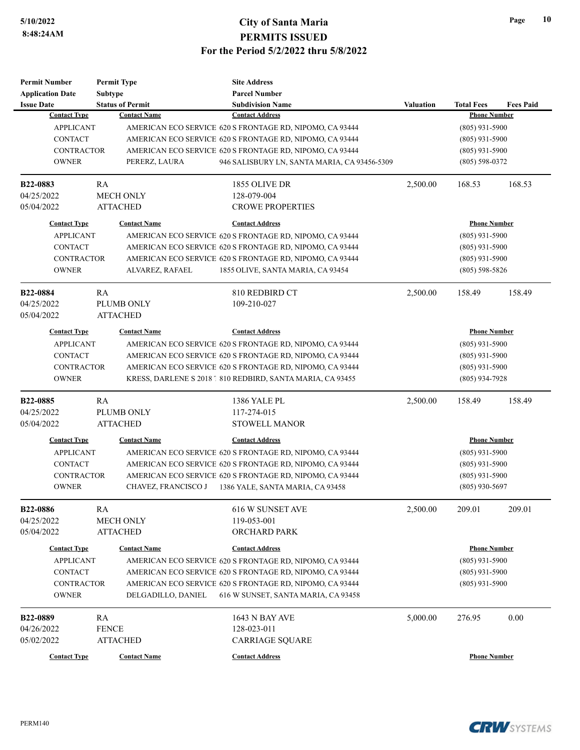# City of Santa Maria
## PERMITS ISSUED
### For the Period 5/2/2022 thru 5/8/2022

5/10/2022
8:48:24AM

| Permit Number<br>Application Date<br>Issue Date | Permit Type<br>Subtype<br>Status of Permit | Site Address<br>Parcel Number<br>Subdivision Name | Valuation | Total Fees | Fees Paid |
|---|---|---|---|---|---|

| Contact Type | Contact Name | Contact Address | Phone Number |
|---|---|---|---|
| APPLICANT | AMERICAN ECO SERVICE | 620 S FRONTAGE RD, NIPOMO, CA 93444 | (805) 931-5900 |
| CONTACT | AMERICAN ECO SERVICE | 620 S FRONTAGE RD, NIPOMO, CA 93444 | (805) 931-5900 |
| CONTRACTOR | AMERICAN ECO SERVICE | 620 S FRONTAGE RD, NIPOMO, CA 93444 | (805) 931-5900 |
| OWNER | PERERZ, LAURA | 946 SALISBURY LN, SANTA MARIA, CA 93456-5309 | (805) 598-0372 |

| Permit Number | Permit Type | Site Address | Valuation | Total Fees | Fees Paid |
|---|---|---|---|---|---|
| B22-0883 | RA | 1855 OLIVE DR | 2,500.00 | 168.53 | 168.53 |
| 04/25/2022 | MECH ONLY | 128-079-004 | | | |
| 05/04/2022 | ATTACHED | CROWE PROPERTIES | | | |

| Contact Type | Contact Name | Contact Address | Phone Number |
|---|---|---|---|
| APPLICANT | AMERICAN ECO SERVICE | 620 S FRONTAGE RD, NIPOMO, CA 93444 | (805) 931-5900 |
| CONTACT | AMERICAN ECO SERVICE | 620 S FRONTAGE RD, NIPOMO, CA 93444 | (805) 931-5900 |
| CONTRACTOR | AMERICAN ECO SERVICE | 620 S FRONTAGE RD, NIPOMO, CA 93444 | (805) 931-5900 |
| OWNER | ALVAREZ, RAFAEL | 1855 OLIVE, SANTA MARIA, CA 93454 | (805) 598-5826 |

| Permit Number | Permit Type | Site Address | Valuation | Total Fees | Fees Paid |
|---|---|---|---|---|---|
| B22-0884 | RA | 810 REDBIRD CT | 2,500.00 | 158.49 | 158.49 |
| 04/25/2022 | PLUMB ONLY | 109-210-027 | | | |
| 05/04/2022 | ATTACHED | | | | |

| Contact Type | Contact Name | Contact Address | Phone Number |
|---|---|---|---|
| APPLICANT | AMERICAN ECO SERVICE | 620 S FRONTAGE RD, NIPOMO, CA 93444 | (805) 931-5900 |
| CONTACT | AMERICAN ECO SERVICE | 620 S FRONTAGE RD, NIPOMO, CA 93444 | (805) 931-5900 |
| CONTRACTOR | AMERICAN ECO SERVICE | 620 S FRONTAGE RD, NIPOMO, CA 93444 | (805) 931-5900 |
| OWNER | KRESS, DARLENE S 2018 | 810 REDBIRD, SANTA MARIA, CA 93455 | (805) 934-7928 |

| Permit Number | Permit Type | Site Address | Valuation | Total Fees | Fees Paid |
|---|---|---|---|---|---|
| B22-0885 | RA | 1386 YALE PL | 2,500.00 | 158.49 | 158.49 |
| 04/25/2022 | PLUMB ONLY | 117-274-015 | | | |
| 05/04/2022 | ATTACHED | STOWELL MANOR | | | |

| Contact Type | Contact Name | Contact Address | Phone Number |
|---|---|---|---|
| APPLICANT | AMERICAN ECO SERVICE | 620 S FRONTAGE RD, NIPOMO, CA 93444 | (805) 931-5900 |
| CONTACT | AMERICAN ECO SERVICE | 620 S FRONTAGE RD, NIPOMO, CA 93444 | (805) 931-5900 |
| CONTRACTOR | AMERICAN ECO SERVICE | 620 S FRONTAGE RD, NIPOMO, CA 93444 | (805) 931-5900 |
| OWNER | CHAVEZ, FRANCISCO J | 1386 YALE, SANTA MARIA, CA 93458 | (805) 930-5697 |

| Permit Number | Permit Type | Site Address | Valuation | Total Fees | Fees Paid |
|---|---|---|---|---|---|
| B22-0886 | RA | 616 W SUNSET AVE | 2,500.00 | 209.01 | 209.01 |
| 04/25/2022 | MECH ONLY | 119-053-001 | | | |
| 05/04/2022 | ATTACHED | ORCHARD PARK | | | |

| Contact Type | Contact Name | Contact Address | Phone Number |
|---|---|---|---|
| APPLICANT | AMERICAN ECO SERVICE | 620 S FRONTAGE RD, NIPOMO, CA 93444 | (805) 931-5900 |
| CONTACT | AMERICAN ECO SERVICE | 620 S FRONTAGE RD, NIPOMO, CA 93444 | (805) 931-5900 |
| CONTRACTOR | AMERICAN ECO SERVICE | 620 S FRONTAGE RD, NIPOMO, CA 93444 | (805) 931-5900 |
| OWNER | DELGADILLO, DANIEL | 616 W SUNSET, SANTA MARIA, CA 93458 | |

| Permit Number | Permit Type | Site Address | Valuation | Total Fees | Fees Paid |
|---|---|---|---|---|---|
| B22-0889 | RA | 1643 N BAY AVE | 5,000.00 | 276.95 | 0.00 |
| 04/26/2022 | FENCE | 128-023-011 | | | |
| 05/02/2022 | ATTACHED | CARRIAGE SQUARE | | | |

| Contact Type | Contact Name | Contact Address | Phone Number |
|---|---|---|---|

PERM140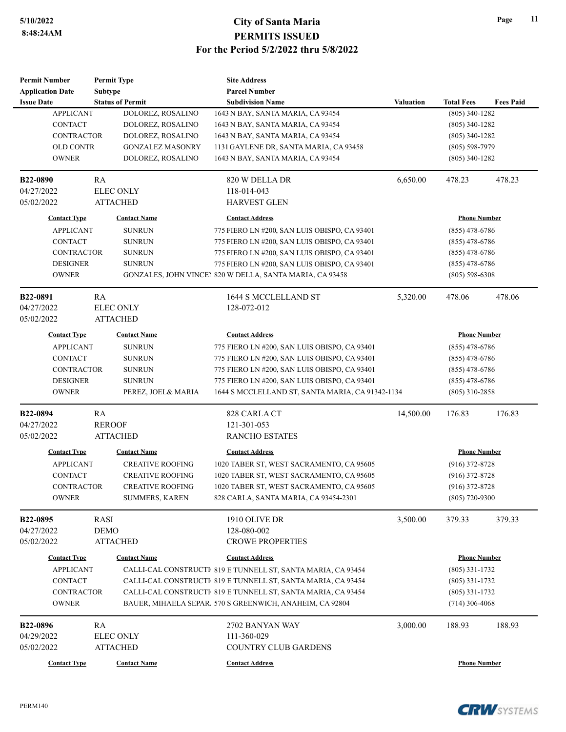| Permit Number | Permit Type | Site Address | | | |
|---|---|---|---|---|---|
| Application Date | Subtype | Parcel Number | | | |
| Issue Date | Status of Permit | Subdivision Name | Valuation | Total Fees | Fees Paid |

| Contact Type | Contact Name | Contact Address | Phone Number |
|---|---|---|---|
| APPLICANT | DOLOREZ, ROSALINO | 1643 N BAY, SANTA MARIA, CA 93454 | (805) 340-1282 |
| CONTACT | DOLOREZ, ROSALINO | 1643 N BAY, SANTA MARIA, CA 93454 | (805) 340-1282 |
| CONTRACTOR | DOLOREZ, ROSALINO | 1643 N BAY, SANTA MARIA, CA 93454 | (805) 340-1282 |
| OLD CONTR | GONZALEZ MASONRY | 1131 GAYLENE DR, SANTA MARIA, CA 93458 | (805) 598-7979 |
| OWNER | DOLOREZ, ROSALINO | 1643 N BAY, SANTA MARIA, CA 93454 | (805) 340-1282 |

| **B22-0890** | RA | 820 W DELLA DR | 6,650.00 | 478.23 | 478.23 |
|---|---|---|---|---|---|
| 04/27/2022 | ELEC ONLY | 118-014-043 | | | |
| 05/02/2022 | ATTACHED | HARVEST GLEN | | | |

| Contact Type | Contact Name | Contact Address | Phone Number |
|---|---|---|---|
| APPLICANT | SUNRUN | 775 FIERO LN #200, SAN LUIS OBISPO, CA 93401 | (855) 478-6786 |
| CONTACT | SUNRUN | 775 FIERO LN #200, SAN LUIS OBISPO, CA 93401 | (855) 478-6786 |
| CONTRACTOR | SUNRUN | 775 FIERO LN #200, SAN LUIS OBISPO, CA 93401 | (855) 478-6786 |
| DESIGNER | SUNRUN | 775 FIERO LN #200, SAN LUIS OBISPO, CA 93401 | (855) 478-6786 |
| OWNER | GONZALES, JOHN VINCE | 820 W DELLA, SANTA MARIA, CA 93458 | (805) 598-6308 |

| **B22-0891** | RA | 1644 S MCCLELLAND ST | 5,320.00 | 478.06 | 478.06 |
|---|---|---|---|---|---|
| 04/27/2022 | ELEC ONLY | 128-072-012 | | | |
| 05/02/2022 | ATTACHED | | | | |

| Contact Type | Contact Name | Contact Address | Phone Number |
|---|---|---|---|
| APPLICANT | SUNRUN | 775 FIERO LN #200, SAN LUIS OBISPO, CA 93401 | (855) 478-6786 |
| CONTACT | SUNRUN | 775 FIERO LN #200, SAN LUIS OBISPO, CA 93401 | (855) 478-6786 |
| CONTRACTOR | SUNRUN | 775 FIERO LN #200, SAN LUIS OBISPO, CA 93401 | (855) 478-6786 |
| DESIGNER | SUNRUN | 775 FIERO LN #200, SAN LUIS OBISPO, CA 93401 | (855) 478-6786 |
| OWNER | PEREZ, JOEL& MARIA | 1644 S MCCLELLAND ST, SANTA MARIA, CA 91342-1134 | (805) 310-2858 |

| **B22-0894** | RA | 828 CARLA CT | 14,500.00 | 176.83 | 176.83 |
|---|---|---|---|---|---|
| 04/27/2022 | REROOF | 121-301-053 | | | |
| 05/02/2022 | ATTACHED | RANCHO ESTATES | | | |

| Contact Type | Contact Name | Contact Address | Phone Number |
|---|---|---|---|
| APPLICANT | CREATIVE ROOFING | 1020 TABER ST, WEST SACRAMENTO, CA 95605 | (916) 372-8728 |
| CONTACT | CREATIVE ROOFING | 1020 TABER ST, WEST SACRAMENTO, CA 95605 | (916) 372-8728 |
| CONTRACTOR | CREATIVE ROOFING | 1020 TABER ST, WEST SACRAMENTO, CA 95605 | (916) 372-8728 |
| OWNER | SUMMERS, KAREN | 828 CARLA, SANTA MARIA, CA 93454-2301 | (805) 720-9300 |

| **B22-0895** | RASI | 1910 OLIVE DR | 3,500.00 | 379.33 | 379.33 |
|---|---|---|---|---|---|
| 04/27/2022 | DEMO | 128-080-002 | | | |
| 05/02/2022 | ATTACHED | CROWE PROPERTIES | | | |

| Contact Type | Contact Name | Contact Address | Phone Number |
|---|---|---|---|
| APPLICANT | CALLI-CAL CONSTRUCTI | 819 E TUNNELL ST, SANTA MARIA, CA 93454 | (805) 331-1732 |
| CONTACT | CALLI-CAL CONSTRUCTI | 819 E TUNNELL ST, SANTA MARIA, CA 93454 | (805) 331-1732 |
| CONTRACTOR | CALLI-CAL CONSTRUCTI | 819 E TUNNELL ST, SANTA MARIA, CA 93454 | (805) 331-1732 |
| OWNER | BAUER, MIHAELA SEPAR. | 570 S GREENWICH, ANAHEIM, CA 92804 | (714) 306-4068 |

| **B22-0896** | RA | 2702 BANYAN WAY | 3,000.00 | 188.93 | 188.93 |
|---|---|---|---|---|---|
| 04/29/2022 | ELEC ONLY | 111-360-029 | | | |
| 05/02/2022 | ATTACHED | COUNTRY CLUB GARDENS | | | |

| Contact Type | Contact Name | Contact Address | Phone Number |
|---|---|---|---|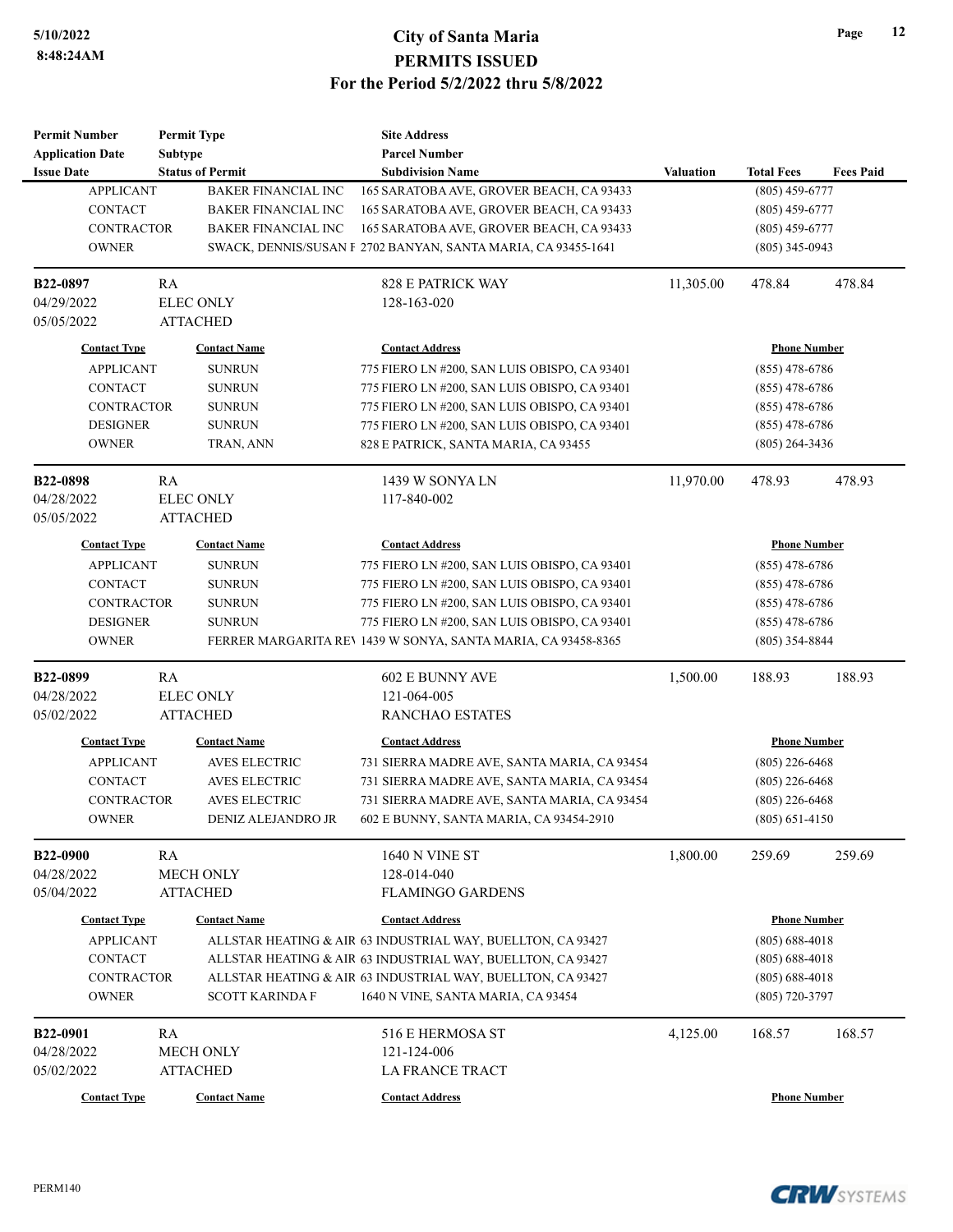| Permit Number | Permit Type | Site Address | | | |
|---|---|---|---|---|---|
| Application Date | Subtype | Parcel Number | | | |
| Issue Date | Status of Permit | Subdivision Name | Valuation | Total Fees | Fees Paid |

| Contact Type | Contact Name | Contact Address | Phone Number |
|---|---|---|---|
| APPLICANT | BAKER FINANCIAL INC | 165 SARATOBA AVE, GROVER BEACH, CA 93433 | (805) 459-6777 |
| CONTACT | BAKER FINANCIAL INC | 165 SARATOBA AVE, GROVER BEACH, CA 93433 | (805) 459-6777 |
| CONTRACTOR | BAKER FINANCIAL INC | 165 SARATOBA AVE, GROVER BEACH, CA 93433 | (805) 459-6777 |
| OWNER | SWACK, DENNIS/SUSAN F | 2702 BANYAN, SANTA MARIA, CA 93455-1641 | (805) 345-0943 |

| B22-0897 | RA | 828 E PATRICK WAY | 11,305.00 | 478.84 | 478.84 |
|---|---|---|---|---|---|
| 04/29/2022 | ELEC ONLY | 128-163-020 | | | |
| 05/05/2022 | ATTACHED | | | | |

| Contact Type | Contact Name | Contact Address | Phone Number |
|---|---|---|---|
| APPLICANT | SUNRUN | 775 FIERO LN #200, SAN LUIS OBISPO, CA 93401 | (855) 478-6786 |
| CONTACT | SUNRUN | 775 FIERO LN #200, SAN LUIS OBISPO, CA 93401 | (855) 478-6786 |
| CONTRACTOR | SUNRUN | 775 FIERO LN #200, SAN LUIS OBISPO, CA 93401 | (855) 478-6786 |
| DESIGNER | SUNRUN | 775 FIERO LN #200, SAN LUIS OBISPO, CA 93401 | (855) 478-6786 |
| OWNER | TRAN, ANN | 828 E PATRICK, SANTA MARIA, CA 93455 | (805) 264-3436 |

| B22-0898 | RA | 1439 W SONYA LN | 11,970.00 | 478.93 | 478.93 |
|---|---|---|---|---|---|
| 04/28/2022 | ELEC ONLY | 117-840-002 | | | |
| 05/05/2022 | ATTACHED | | | | |

| Contact Type | Contact Name | Contact Address | Phone Number |
|---|---|---|---|
| APPLICANT | SUNRUN | 775 FIERO LN #200, SAN LUIS OBISPO, CA 93401 | (855) 478-6786 |
| CONTACT | SUNRUN | 775 FIERO LN #200, SAN LUIS OBISPO, CA 93401 | (855) 478-6786 |
| CONTRACTOR | SUNRUN | 775 FIERO LN #200, SAN LUIS OBISPO, CA 93401 | (855) 478-6786 |
| DESIGNER | SUNRUN | 775 FIERO LN #200, SAN LUIS OBISPO, CA 93401 | (855) 478-6786 |
| OWNER | FERRER MARGARITA REV | 1439 W SONYA, SANTA MARIA, CA 93458-8365 | (805) 354-8844 |

| B22-0899 | RA | 602 E BUNNY AVE | 1,500.00 | 188.93 | 188.93 |
|---|---|---|---|---|---|
| 04/28/2022 | ELEC ONLY | 121-064-005 | | | |
| 05/02/2022 | ATTACHED | RANCHAO ESTATES | | | |

| Contact Type | Contact Name | Contact Address | Phone Number |
|---|---|---|---|
| APPLICANT | AVES ELECTRIC | 731 SIERRA MADRE AVE, SANTA MARIA, CA 93454 | (805) 226-6468 |
| CONTACT | AVES ELECTRIC | 731 SIERRA MADRE AVE, SANTA MARIA, CA 93454 | (805) 226-6468 |
| CONTRACTOR | AVES ELECTRIC | 731 SIERRA MADRE AVE, SANTA MARIA, CA 93454 | (805) 226-6468 |
| OWNER | DENIZ ALEJANDRO JR | 602 E BUNNY, SANTA MARIA, CA 93454-2910 | (805) 651-4150 |

| B22-0900 | RA | 1640 N VINE ST | 1,800.00 | 259.69 | 259.69 |
|---|---|---|---|---|---|
| 04/28/2022 | MECH ONLY | 128-014-040 | | | |
| 05/04/2022 | ATTACHED | FLAMINGO GARDENS | | | |

| Contact Type | Contact Name | Contact Address | Phone Number |
|---|---|---|---|
| APPLICANT | ALLSTAR HEATING & AIR | 63 INDUSTRIAL WAY, BUELLTON, CA 93427 | (805) 688-4018 |
| CONTACT | ALLSTAR HEATING & AIR | 63 INDUSTRIAL WAY, BUELLTON, CA 93427 | (805) 688-4018 |
| CONTRACTOR | ALLSTAR HEATING & AIR | 63 INDUSTRIAL WAY, BUELLTON, CA 93427 | (805) 688-4018 |
| OWNER | SCOTT KARINDA F | 1640 N VINE, SANTA MARIA, CA 93454 | (805) 720-3797 |

| B22-0901 | RA | 516 E HERMOSA ST | 4,125.00 | 168.57 | 168.57 |
|---|---|---|---|---|---|
| 04/28/2022 | MECH ONLY | 121-124-006 | | | |
| 05/02/2022 | ATTACHED | LA FRANCE TRACT | | | |

| Contact Type | Contact Name | Contact Address | Phone Number |
|---|---|---|---|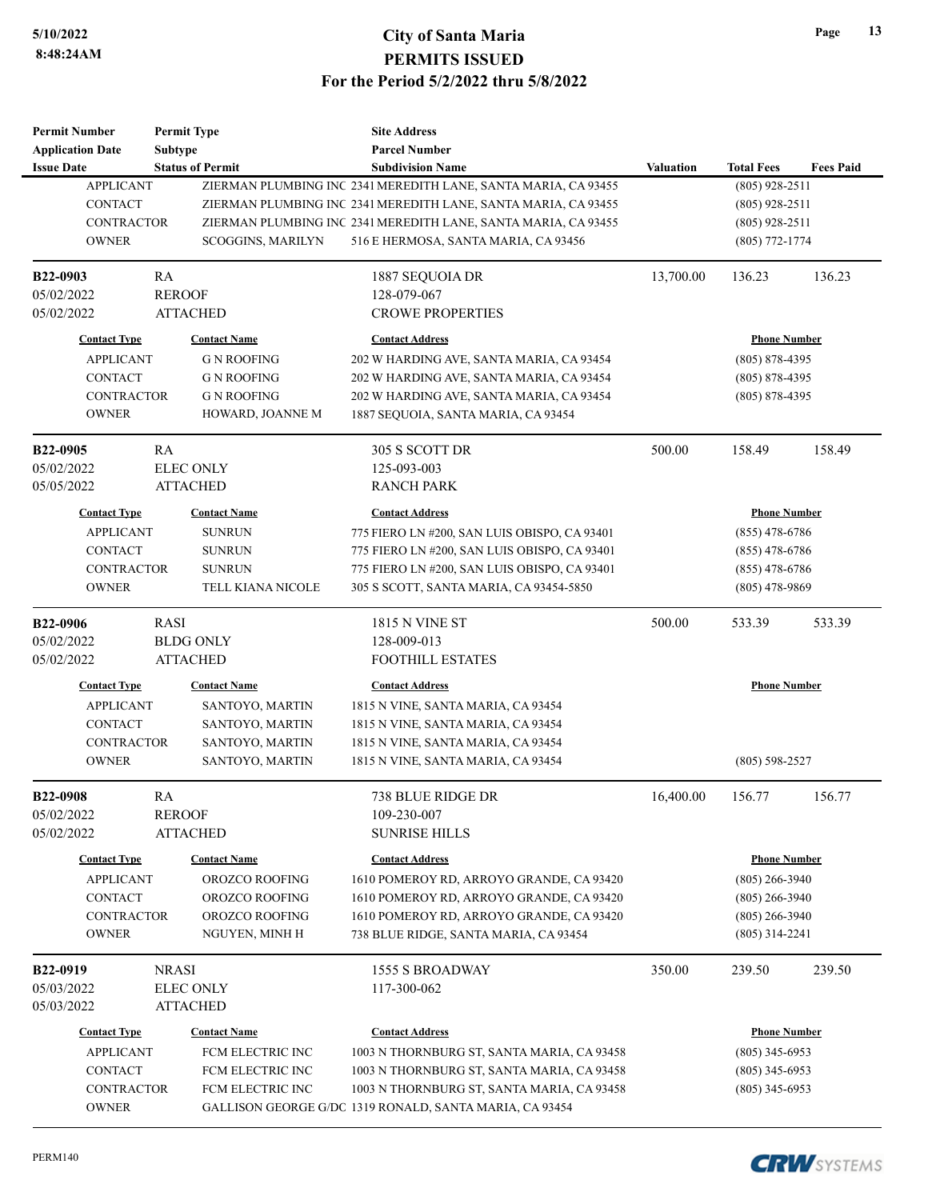| Permit Number<br>Application Date<br>Issue Date | Permit Type<br>Subtype<br>Status of Permit | Site Address<br>Parcel Number<br>Subdivision Name | Valuation | Total Fees | Fees Paid |
|---|---|---|---|---|---|

| Contact Type | Contact Name | Contact Address | Phone Number |
|---|---|---|---|
| APPLICANT | ZIERMAN PLUMBING INC | 2341 MEREDITH LANE, SANTA MARIA, CA 93455 | (805) 928-2511 |
| CONTACT | ZIERMAN PLUMBING INC | 2341 MEREDITH LANE, SANTA MARIA, CA 93455 | (805) 928-2511 |
| CONTRACTOR | ZIERMAN PLUMBING INC | 2341 MEREDITH LANE, SANTA MARIA, CA 93455 | (805) 928-2511 |
| OWNER | SCOGGINS, MARILYN | 516 E HERMOSA, SANTA MARIA, CA 93456 | (805) 772-1774 |

| Permit Number | Permit Type | Site Address | Valuation | Total Fees | Fees Paid |
|---|---|---|---|---|---|
| **B22-0903** | RA | 1887 SEQUOIA DR | 13,700.00 | 136.23 | 136.23 |
| 05/02/2022 | REROOF | 128-079-067 | | | |
| 05/02/2022 | ATTACHED | CROWE PROPERTIES | | | |

| Contact Type | Contact Name | Contact Address | Phone Number |
|---|---|---|---|
| APPLICANT | G N ROOFING | 202 W HARDING AVE, SANTA MARIA, CA 93454 | (805) 878-4395 |
| CONTACT | G N ROOFING | 202 W HARDING AVE, SANTA MARIA, CA 93454 | (805) 878-4395 |
| CONTRACTOR | G N ROOFING | 202 W HARDING AVE, SANTA MARIA, CA 93454 | (805) 878-4395 |
| OWNER | HOWARD, JOANNE M | 1887 SEQUOIA, SANTA MARIA, CA 93454 | |

| Permit Number | Permit Type | Site Address | Valuation | Total Fees | Fees Paid |
|---|---|---|---|---|---|
| **B22-0905** | RA | 305 S SCOTT DR | 500.00 | 158.49 | 158.49 |
| 05/02/2022 | ELEC ONLY | 125-093-003 | | | |
| 05/05/2022 | ATTACHED | RANCH PARK | | | |

| Contact Type | Contact Name | Contact Address | Phone Number |
|---|---|---|---|
| APPLICANT | SUNRUN | 775 FIERO LN #200, SAN LUIS OBISPO, CA 93401 | (855) 478-6786 |
| CONTACT | SUNRUN | 775 FIERO LN #200, SAN LUIS OBISPO, CA 93401 | (855) 478-6786 |
| CONTRACTOR | SUNRUN | 775 FIERO LN #200, SAN LUIS OBISPO, CA 93401 | (855) 478-6786 |
| OWNER | TELL KIANA NICOLE | 305 S SCOTT, SANTA MARIA, CA 93454-5850 | (805) 478-9869 |

| Permit Number | Permit Type | Site Address | Valuation | Total Fees | Fees Paid |
|---|---|---|---|---|---|
| **B22-0906** | RASI | 1815 N VINE ST | 500.00 | 533.39 | 533.39 |
| 05/02/2022 | BLDG ONLY | 128-009-013 | | | |
| 05/02/2022 | ATTACHED | FOOTHILL ESTATES | | | |

| Contact Type | Contact Name | Contact Address | Phone Number |
|---|---|---|---|
| APPLICANT | SANTOYO, MARTIN | 1815 N VINE, SANTA MARIA, CA 93454 | |
| CONTACT | SANTOYO, MARTIN | 1815 N VINE, SANTA MARIA, CA 93454 | |
| CONTRACTOR | SANTOYO, MARTIN | 1815 N VINE, SANTA MARIA, CA 93454 | |
| OWNER | SANTOYO, MARTIN | 1815 N VINE, SANTA MARIA, CA 93454 | (805) 598-2527 |

| Permit Number | Permit Type | Site Address | Valuation | Total Fees | Fees Paid |
|---|---|---|---|---|---|
| **B22-0908** | RA | 738 BLUE RIDGE DR | 16,400.00 | 156.77 | 156.77 |
| 05/02/2022 | REROOF | 109-230-007 | | | |
| 05/02/2022 | ATTACHED | SUNRISE HILLS | | | |

| Contact Type | Contact Name | Contact Address | Phone Number |
|---|---|---|---|
| APPLICANT | OROZCO ROOFING | 1610 POMEROY RD, ARROYO GRANDE, CA 93420 | (805) 266-3940 |
| CONTACT | OROZCO ROOFING | 1610 POMEROY RD, ARROYO GRANDE, CA 93420 | (805) 266-3940 |
| CONTRACTOR | OROZCO ROOFING | 1610 POMEROY RD, ARROYO GRANDE, CA 93420 | (805) 266-3940 |
| OWNER | NGUYEN, MINH H | 738 BLUE RIDGE, SANTA MARIA, CA 93454 | (805) 314-2241 |

| Permit Number | Permit Type | Site Address | Valuation | Total Fees | Fees Paid |
|---|---|---|---|---|---|
| **B22-0919** | NRASI | 1555 S BROADWAY | 350.00 | 239.50 | 239.50 |
| 05/03/2022 | ELEC ONLY | 117-300-062 | | | |
| 05/03/2022 | ATTACHED | | | | |

| Contact Type | Contact Name | Contact Address | Phone Number |
|---|---|---|---|
| APPLICANT | FCM ELECTRIC INC | 1003 N THORNBURG ST, SANTA MARIA, CA 93458 | (805) 345-6953 |
| CONTACT | FCM ELECTRIC INC | 1003 N THORNBURG ST, SANTA MARIA, CA 93458 | (805) 345-6953 |
| CONTRACTOR | FCM ELECTRIC INC | 1003 N THORNBURG ST, SANTA MARIA, CA 93458 | (805) 345-6953 |
| OWNER | GALLISON GEORGE G/DC | 1319 RONALD, SANTA MARIA, CA 93454 | |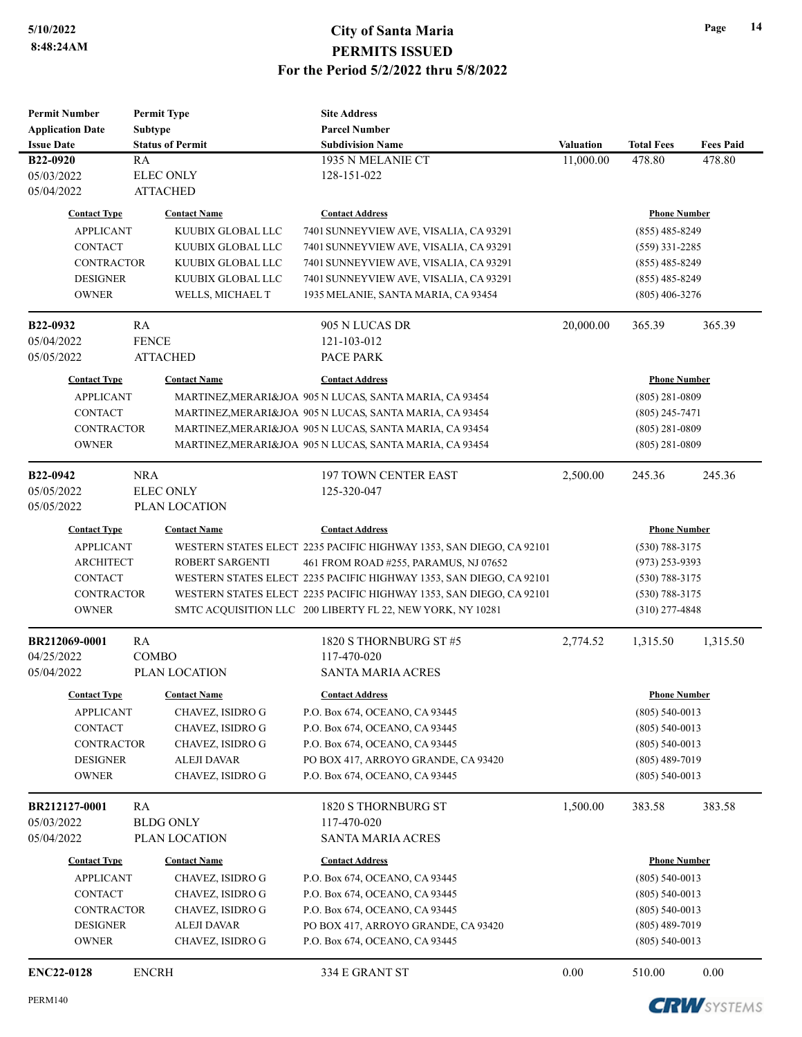# City of Santa Maria
## PERMITS ISSUED
### For the Period 5/2/2022 thru 5/8/2022

5/10/2022
8:48:24AM

| Permit Number<br>Application Date<br>Issue Date | Permit Type<br>Subtype<br>Status of Permit | Site Address<br>Parcel Number<br>Subdivision Name | Valuation | Total Fees | Fees Paid |
|---|---|---|---|---|---|
| **B22-0920**<br>05/03/2022<br>05/04/2022 | RA<br>ELEC ONLY<br>ATTACHED | 1935 N MELANIE CT<br>128-151-022 | 11,000.00 | 478.80 | 478.80 |

| Contact Type | Contact Name | Contact Address | Phone Number |
|---|---|---|---|
| APPLICANT | KUUBIX GLOBAL LLC | 7401 SUNNEYVIEW AVE, VISALIA, CA 93291 | (855) 485-8249 |
| CONTACT | KUUBIX GLOBAL LLC | 7401 SUNNEYVIEW AVE, VISALIA, CA 93291 | (559) 331-2285 |
| CONTRACTOR | KUUBIX GLOBAL LLC | 7401 SUNNEYVIEW AVE, VISALIA, CA 93291 | (855) 485-8249 |
| DESIGNER | KUUBIX GLOBAL LLC | 7401 SUNNEYVIEW AVE, VISALIA, CA 93291 | (855) 485-8249 |
| OWNER | WELLS, MICHAEL T | 1935 MELANIE, SANTA MARIA, CA 93454 | (805) 406-3276 |

| Permit Number<br>Application Date<br>Issue Date | Permit Type<br>Subtype<br>Status of Permit | Site Address<br>Parcel Number<br>Subdivision Name | Valuation | Total Fees | Fees Paid |
|---|---|---|---|---|---|
| **B22-0932**<br>05/04/2022<br>05/05/2022 | RA<br>FENCE<br>ATTACHED | 905 N LUCAS DR<br>121-103-012<br>PACE PARK | 20,000.00 | 365.39 | 365.39 |

| Contact Type | Contact Name | Contact Address | Phone Number |
|---|---|---|---|
| APPLICANT | MARTINEZ,MERARI&JOA | 905 N LUCAS, SANTA MARIA, CA 93454 | (805) 281-0809 |
| CONTACT | MARTINEZ,MERARI&JOA | 905 N LUCAS, SANTA MARIA, CA 93454 | (805) 245-7471 |
| CONTRACTOR | MARTINEZ,MERARI&JOA | 905 N LUCAS, SANTA MARIA, CA 93454 | (805) 281-0809 |
| OWNER | MARTINEZ,MERARI&JOA | 905 N LUCAS, SANTA MARIA, CA 93454 | (805) 281-0809 |

| Permit Number<br>Application Date<br>Issue Date | Permit Type<br>Subtype<br>Status of Permit | Site Address<br>Parcel Number<br>Subdivision Name | Valuation | Total Fees | Fees Paid |
|---|---|---|---|---|---|
| **B22-0942**<br>05/05/2022<br>05/05/2022 | NRA<br>ELEC ONLY<br>PLAN LOCATION | 197 TOWN CENTER EAST<br>125-320-047 | 2,500.00 | 245.36 | 245.36 |

| Contact Type | Contact Name | Contact Address | Phone Number |
|---|---|---|---|
| APPLICANT | WESTERN STATES ELECT | 2235 PACIFIC HIGHWAY 1353, SAN DIEGO, CA 92101 | (530) 788-3175 |
| ARCHITECT | ROBERT SARGENTI | 461 FROM ROAD #255, PARAMUS, NJ 07652 | (973) 253-9393 |
| CONTACT | WESTERN STATES ELECT | 2235 PACIFIC HIGHWAY 1353, SAN DIEGO, CA 92101 | (530) 788-3175 |
| CONTRACTOR | WESTERN STATES ELECT | 2235 PACIFIC HIGHWAY 1353, SAN DIEGO, CA 92101 | (530) 788-3175 |
| OWNER | SMTC ACQUISITION LLC | 200 LIBERTY FL 22, NEW YORK, NY 10281 | (310) 277-4848 |

| Permit Number<br>Application Date<br>Issue Date | Permit Type<br>Subtype<br>Status of Permit | Site Address<br>Parcel Number<br>Subdivision Name | Valuation | Total Fees | Fees Paid |
|---|---|---|---|---|---|
| **BR212069-0001**<br>04/25/2022<br>05/04/2022 | RA<br>COMBO<br>PLAN LOCATION | 1820 S THORNBURG ST #5<br>117-470-020<br>SANTA MARIA ACRES | 2,774.52 | 1,315.50 | 1,315.50 |

| Contact Type | Contact Name | Contact Address | Phone Number |
|---|---|---|---|
| APPLICANT | CHAVEZ, ISIDRO G | P.O. Box 674, OCEANO, CA 93445 | (805) 540-0013 |
| CONTACT | CHAVEZ, ISIDRO G | P.O. Box 674, OCEANO, CA 93445 | (805) 540-0013 |
| CONTRACTOR | CHAVEZ, ISIDRO G | P.O. Box 674, OCEANO, CA 93445 | (805) 540-0013 |
| DESIGNER | ALEJI DAVAR | PO BOX 417, ARROYO GRANDE, CA 93420 | (805) 489-7019 |
| OWNER | CHAVEZ, ISIDRO G | P.O. Box 674, OCEANO, CA 93445 | (805) 540-0013 |

| Permit Number<br>Application Date<br>Issue Date | Permit Type<br>Subtype<br>Status of Permit | Site Address<br>Parcel Number<br>Subdivision Name | Valuation | Total Fees | Fees Paid |
|---|---|---|---|---|---|
| **BR212127-0001**<br>05/03/2022<br>05/04/2022 | RA<br>BLDG ONLY<br>PLAN LOCATION | 1820 S THORNBURG ST<br>117-470-020<br>SANTA MARIA ACRES | 1,500.00 | 383.58 | 383.58 |

| Contact Type | Contact Name | Contact Address | Phone Number |
|---|---|---|---|
| APPLICANT | CHAVEZ, ISIDRO G | P.O. Box 674, OCEANO, CA 93445 | (805) 540-0013 |
| CONTACT | CHAVEZ, ISIDRO G | P.O. Box 674, OCEANO, CA 93445 | (805) 540-0013 |
| CONTRACTOR | CHAVEZ, ISIDRO G | P.O. Box 674, OCEANO, CA 93445 | (805) 540-0013 |
| DESIGNER | ALEJI DAVAR | PO BOX 417, ARROYO GRANDE, CA 93420 | (805) 489-7019 |
| OWNER | CHAVEZ, ISIDRO G | P.O. Box 674, OCEANO, CA 93445 | (805) 540-0013 |

| Permit Number<br>Application Date<br>Issue Date | Permit Type<br>Subtype<br>Status of Permit | Site Address<br>Parcel Number<br>Subdivision Name | Valuation | Total Fees | Fees Paid |
|---|---|---|---|---|---|
| **ENC22-0128** | ENCRH | 334 E GRANT ST | 0.00 | 510.00 | 0.00 |

PERM140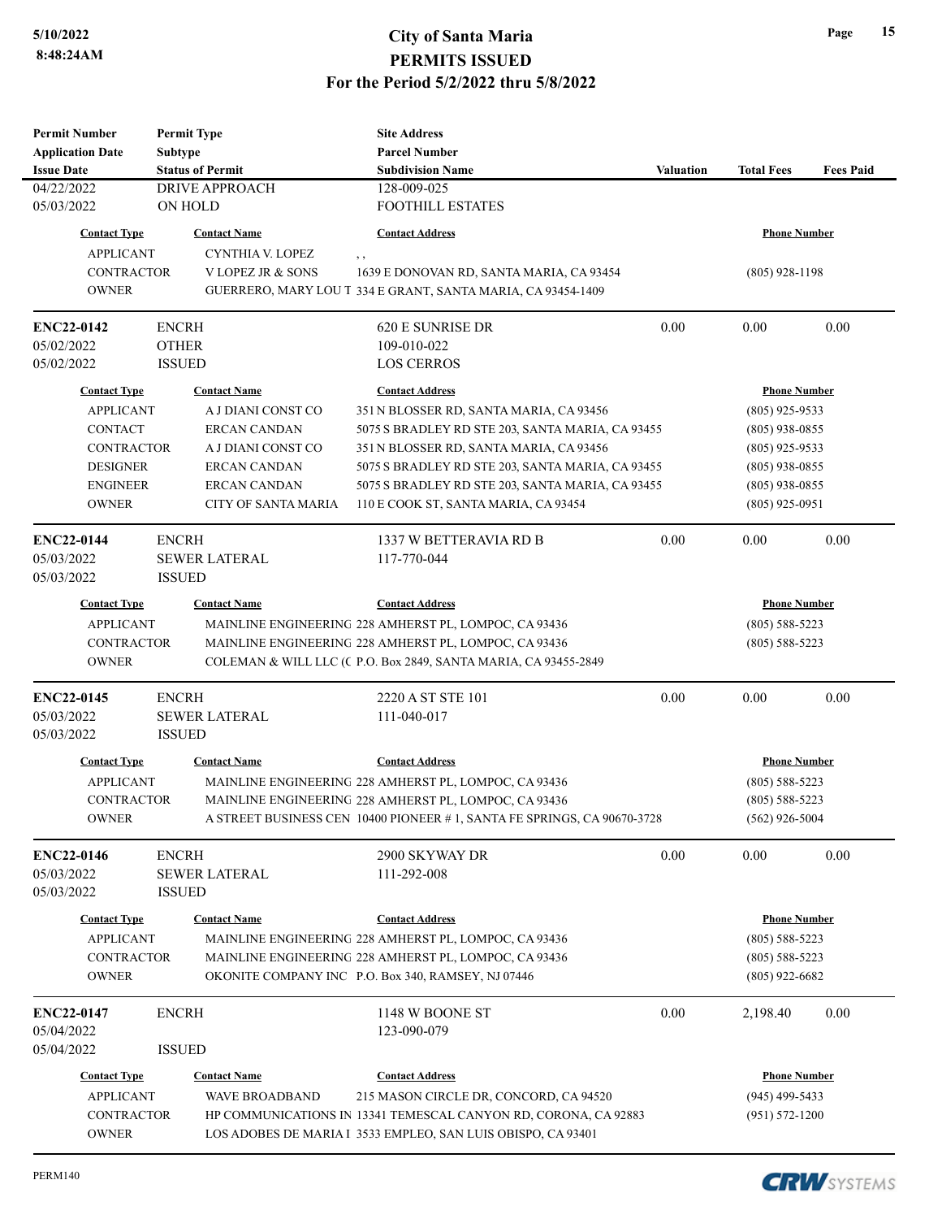# City of Santa Maria
## PERMITS ISSUED
### For the Period 5/2/2022 thru 5/8/2022

| Permit Number / Application Date / Issue Date | Permit Type / Subtype / Status of Permit | Site Address / Parcel Number / Subdivision Name | Valuation | Total Fees | Fees Paid |
|---|---|---|---|---|---|
| 04/22/2022 | DRIVE APPROACH | 128-009-025 | | | |
| 05/03/2022 | ON HOLD | FOOTHILL ESTATES | | | |

| Contact Type | Contact Name | Contact Address | Phone Number |
|---|---|---|---|
| APPLICANT | CYNTHIA V. LOPEZ | , , | |
| CONTRACTOR | V LOPEZ JR & SONS | 1639 E DONOVAN RD, SANTA MARIA, CA 93454 | (805) 928-1198 |
| OWNER | GUERRERO, MARY LOU T | 334 E GRANT, SANTA MARIA, CA 93454-1409 | |

| Permit Number / Application Date / Issue Date | Permit Type / Subtype / Status of Permit | Site Address / Parcel Number / Subdivision Name | Valuation | Total Fees | Fees Paid |
|---|---|---|---|---|---|
| **ENC22-0142** | ENCRH | 620 E SUNRISE DR | 0.00 | 0.00 | 0.00 |
| 05/02/2022 | OTHER | 109-010-022 | | | |
| 05/02/2022 | ISSUED | LOS CERROS | | | |

| Contact Type | Contact Name | Contact Address | Phone Number |
|---|---|---|---|
| APPLICANT | A J DIANI CONST CO | 351 N BLOSSER RD, SANTA MARIA, CA 93456 | (805) 925-9533 |
| CONTACT | ERCAN CANDAN | 5075 S BRADLEY RD STE 203, SANTA MARIA, CA 93455 | (805) 938-0855 |
| CONTRACTOR | A J DIANI CONST CO | 351 N BLOSSER RD, SANTA MARIA, CA 93456 | (805) 925-9533 |
| DESIGNER | ERCAN CANDAN | 5075 S BRADLEY RD STE 203, SANTA MARIA, CA 93455 | (805) 938-0855 |
| ENGINEER | ERCAN CANDAN | 5075 S BRADLEY RD STE 203, SANTA MARIA, CA 93455 | (805) 938-0855 |
| OWNER | CITY OF SANTA MARIA | 110 E COOK ST, SANTA MARIA, CA 93454 | (805) 925-0951 |

| Permit Number / Application Date / Issue Date | Permit Type / Subtype / Status of Permit | Site Address / Parcel Number / Subdivision Name | Valuation | Total Fees | Fees Paid |
|---|---|---|---|---|---|
| **ENC22-0144** | ENCRH | 1337 W BETTERAVIA RD B | 0.00 | 0.00 | 0.00 |
| 05/03/2022 | SEWER LATERAL | 117-770-044 | | | |
| 05/03/2022 | ISSUED | | | | |

| Contact Type | Contact Name | Contact Address | Phone Number |
|---|---|---|---|
| APPLICANT | MAINLINE ENGINEERING | 228 AMHERST PL, LOMPOC, CA 93436 | (805) 588-5223 |
| CONTRACTOR | MAINLINE ENGINEERING | 228 AMHERST PL, LOMPOC, CA 93436 | (805) 588-5223 |
| OWNER | COLEMAN & WILL LLC (C | P.O. Box 2849, SANTA MARIA, CA 93455-2849 | |

| Permit Number / Application Date / Issue Date | Permit Type / Subtype / Status of Permit | Site Address / Parcel Number / Subdivision Name | Valuation | Total Fees | Fees Paid |
|---|---|---|---|---|---|
| **ENC22-0145** | ENCRH | 2220 A ST STE 101 | 0.00 | 0.00 | 0.00 |
| 05/03/2022 | SEWER LATERAL | 111-040-017 | | | |
| 05/03/2022 | ISSUED | | | | |

| Contact Type | Contact Name | Contact Address | Phone Number |
|---|---|---|---|
| APPLICANT | MAINLINE ENGINEERING | 228 AMHERST PL, LOMPOC, CA 93436 | (805) 588-5223 |
| CONTRACTOR | MAINLINE ENGINEERING | 228 AMHERST PL, LOMPOC, CA 93436 | (805) 588-5223 |
| OWNER | A STREET BUSINESS CEN | 10400 PIONEER # 1, SANTA FE SPRINGS, CA 90670-3728 | (562) 926-5004 |

| Permit Number / Application Date / Issue Date | Permit Type / Subtype / Status of Permit | Site Address / Parcel Number / Subdivision Name | Valuation | Total Fees | Fees Paid |
|---|---|---|---|---|---|
| **ENC22-0146** | ENCRH | 2900 SKYWAY DR | 0.00 | 0.00 | 0.00 |
| 05/03/2022 | SEWER LATERAL | 111-292-008 | | | |
| 05/03/2022 | ISSUED | | | | |

| Contact Type | Contact Name | Contact Address | Phone Number |
|---|---|---|---|
| APPLICANT | MAINLINE ENGINEERING | 228 AMHERST PL, LOMPOC, CA 93436 | (805) 588-5223 |
| CONTRACTOR | MAINLINE ENGINEERING | 228 AMHERST PL, LOMPOC, CA 93436 | (805) 588-5223 |
| OWNER | OKONITE COMPANY INC | P.O. Box 340, RAMSEY, NJ 07446 | (805) 922-6682 |

| Permit Number / Application Date / Issue Date | Permit Type / Subtype / Status of Permit | Site Address / Parcel Number / Subdivision Name | Valuation | Total Fees | Fees Paid |
|---|---|---|---|---|---|
| **ENC22-0147** | ENCRH | 1148 W BOONE ST | 0.00 | 2,198.40 | 0.00 |
| 05/04/2022 | | 123-090-079 | | | |
| 05/04/2022 | ISSUED | | | | |

| Contact Type | Contact Name | Contact Address | Phone Number |
|---|---|---|---|
| APPLICANT | WAVE BROADBAND | 215 MASON CIRCLE DR, CONCORD, CA 94520 | (945) 499-5433 |
| CONTRACTOR | HP COMMUNICATIONS IN | 13341 TEMESCAL CANYON RD, CORONA, CA 92883 | (951) 572-1200 |
| OWNER | LOS ADOBES DE MARIA I | 3533 EMPLEO, SAN LUIS OBISPO, CA 93401 | |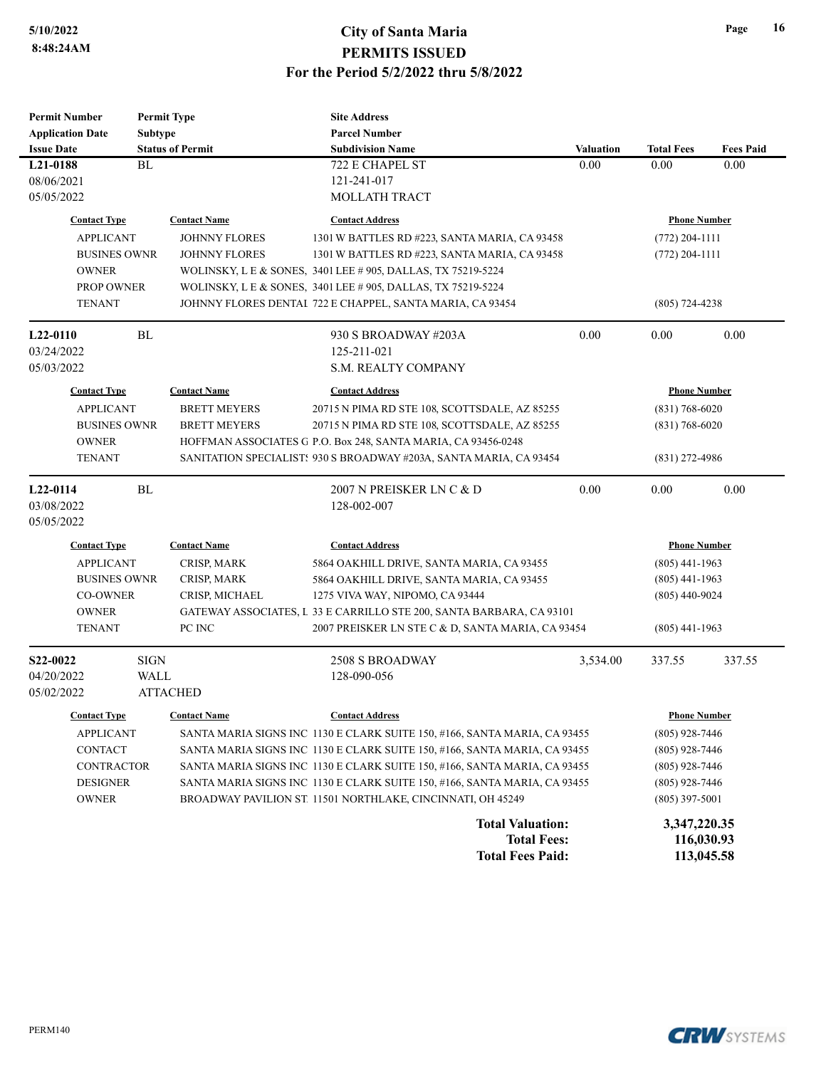# City of Santa Maria
## PERMITS ISSUED
### For the Period 5/2/2022 thru 5/8/2022

5/10/2022
8:48:24AM

| Permit Number / Application Date / Issue Date | Permit Type / Subtype / Status of Permit | Site Address / Parcel Number / Subdivision Name | Valuation | Total Fees | Fees Paid |
|---|---|---|---|---|---|
| **L21-0188**<br>08/06/2021<br>05/05/2022 | BL | 722 E CHAPEL ST<br>121-241-017<br>MOLLATH TRACT | 0.00 | 0.00 | 0.00 |

| Contact Type | Contact Name | Contact Address | Phone Number |
|---|---|---|---|
| APPLICANT | JOHNNY FLORES | 1301 W BATTLES RD #223, SANTA MARIA, CA 93458 | (772) 204-1111 |
| BUSINES OWNR | JOHNNY FLORES | 1301 W BATTLES RD #223, SANTA MARIA, CA 93458 | (772) 204-1111 |
| OWNER | WOLINSKY, L E & SONES, | 3401 LEE # 905, DALLAS, TX 75219-5224 | |
| PROP OWNER | WOLINSKY, L E & SONES, | 3401 LEE # 905, DALLAS, TX 75219-5224 | |
| TENANT | JOHNNY FLORES DENTAL | 722 E CHAPPEL, SANTA MARIA, CA 93454 | (805) 724-4238 |

| Permit Number / Application Date / Issue Date | Permit Type / Subtype / Status of Permit | Site Address / Parcel Number / Subdivision Name | Valuation | Total Fees | Fees Paid |
|---|---|---|---|---|---|
| **L22-0110**<br>03/24/2022<br>05/03/2022 | BL | 930 S BROADWAY #203A<br>125-211-021<br>S.M. REALTY COMPANY | 0.00 | 0.00 | 0.00 |

| Contact Type | Contact Name | Contact Address | Phone Number |
|---|---|---|---|
| APPLICANT | BRETT MEYERS | 20715 N PIMA RD STE 108, SCOTTSDALE, AZ 85255 | (831) 768-6020 |
| BUSINES OWNR | BRETT MEYERS | 20715 N PIMA RD STE 108, SCOTTSDALE, AZ 85255 | (831) 768-6020 |
| OWNER | HOFFMAN ASSOCIATES G | P.O. Box 248, SANTA MARIA, CA 93456-0248 | |
| TENANT | SANITATION SPECIALIST: | 930 S BROADWAY #203A, SANTA MARIA, CA 93454 | (831) 272-4986 |

| Permit Number / Application Date / Issue Date | Permit Type / Subtype / Status of Permit | Site Address / Parcel Number / Subdivision Name | Valuation | Total Fees | Fees Paid |
|---|---|---|---|---|---|
| **L22-0114**<br>03/08/2022<br>05/05/2022 | BL | 2007 N PREISKER LN C & D<br>128-002-007 | 0.00 | 0.00 | 0.00 |

| Contact Type | Contact Name | Contact Address | Phone Number |
|---|---|---|---|
| APPLICANT | CRISP, MARK | 5864 OAKHILL DRIVE, SANTA MARIA, CA 93455 | (805) 441-1963 |
| BUSINES OWNR | CRISP, MARK | 5864 OAKHILL DRIVE, SANTA MARIA, CA 93455 | (805) 441-1963 |
| CO-OWNER | CRISP, MICHAEL | 1275 VIVA WAY, NIPOMO, CA 93444 | (805) 440-9024 |
| OWNER | GATEWAY ASSOCIATES, L | 33 E CARRILLO STE 200, SANTA BARBARA, CA 93101 | |
| TENANT | PC INC | 2007 PREISKER LN STE C & D, SANTA MARIA, CA 93454 | (805) 441-1963 |

| Permit Number / Application Date / Issue Date | Permit Type / Subtype / Status of Permit | Site Address / Parcel Number / Subdivision Name | Valuation | Total Fees | Fees Paid |
|---|---|---|---|---|---|
| **S22-0022**<br>04/20/2022<br>05/02/2022 | SIGN<br>WALL<br>ATTACHED | 2508 S BROADWAY<br>128-090-056 | 3,534.00 | 337.55 | 337.55 |

| Contact Type | Contact Name | Contact Address | Phone Number |
|---|---|---|---|
| APPLICANT | SANTA MARIA SIGNS INC | 1130 E CLARK SUITE 150, #166, SANTA MARIA, CA 93455 | (805) 928-7446 |
| CONTACT | SANTA MARIA SIGNS INC | 1130 E CLARK SUITE 150, #166, SANTA MARIA, CA 93455 | (805) 928-7446 |
| CONTRACTOR | SANTA MARIA SIGNS INC | 1130 E CLARK SUITE 150, #166, SANTA MARIA, CA 93455 | (805) 928-7446 |
| DESIGNER | SANTA MARIA SIGNS INC | 1130 E CLARK SUITE 150, #166, SANTA MARIA, CA 93455 | (805) 928-7446 |
| OWNER | BROADWAY PAVILION ST | 11501 NORTHLAKE, CINCINNATI, OH 45249 | (805) 397-5001 |

**Total Valuation:** 3,347,220.35
**Total Fees:** 116,030.93
**Total Fees Paid:** 113,045.58

PERM140